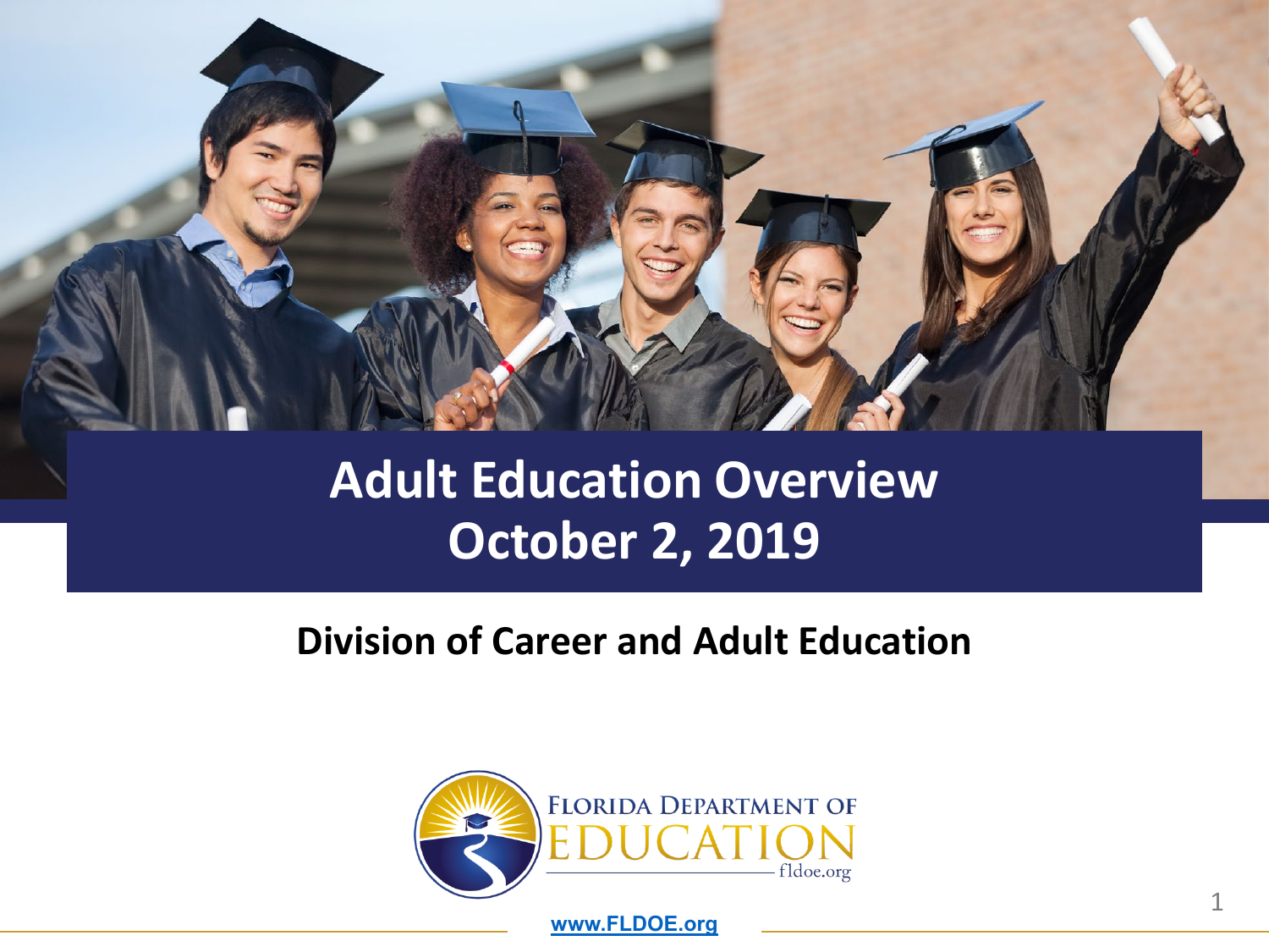# Adult Education Overview
# October 2, 2019

## Division of Career and Adult Education

www.FLDOE.org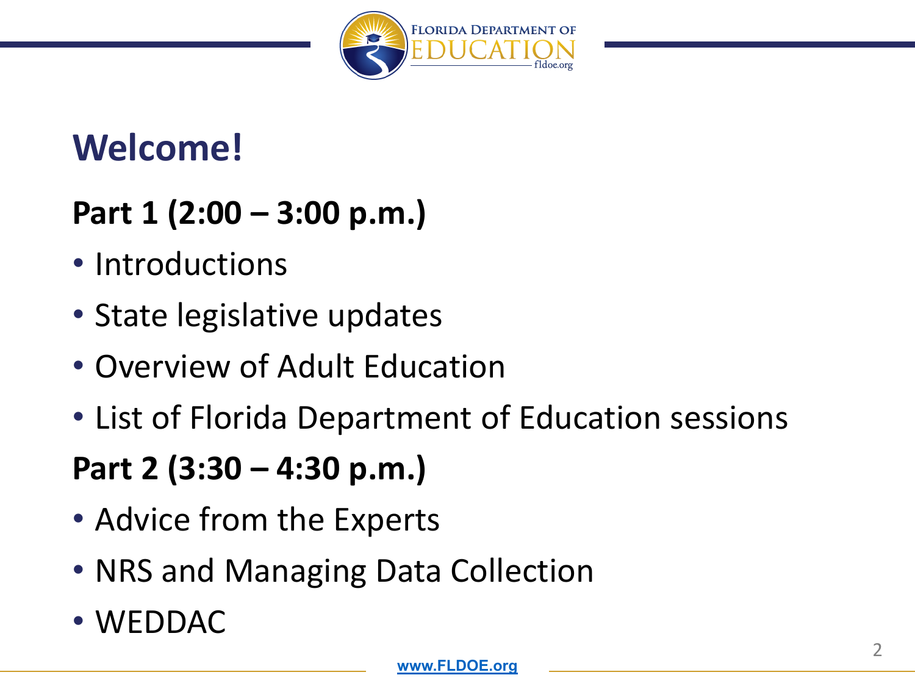# Welcome!

## Part 1 (2:00 – 3:00 p.m.)

- Introductions
- State legislative updates
- Overview of Adult Education
- List of Florida Department of Education sessions

## Part 2 (3:30 – 4:30 p.m.)

- Advice from the Experts
- NRS and Managing Data Collection
- WEDDAC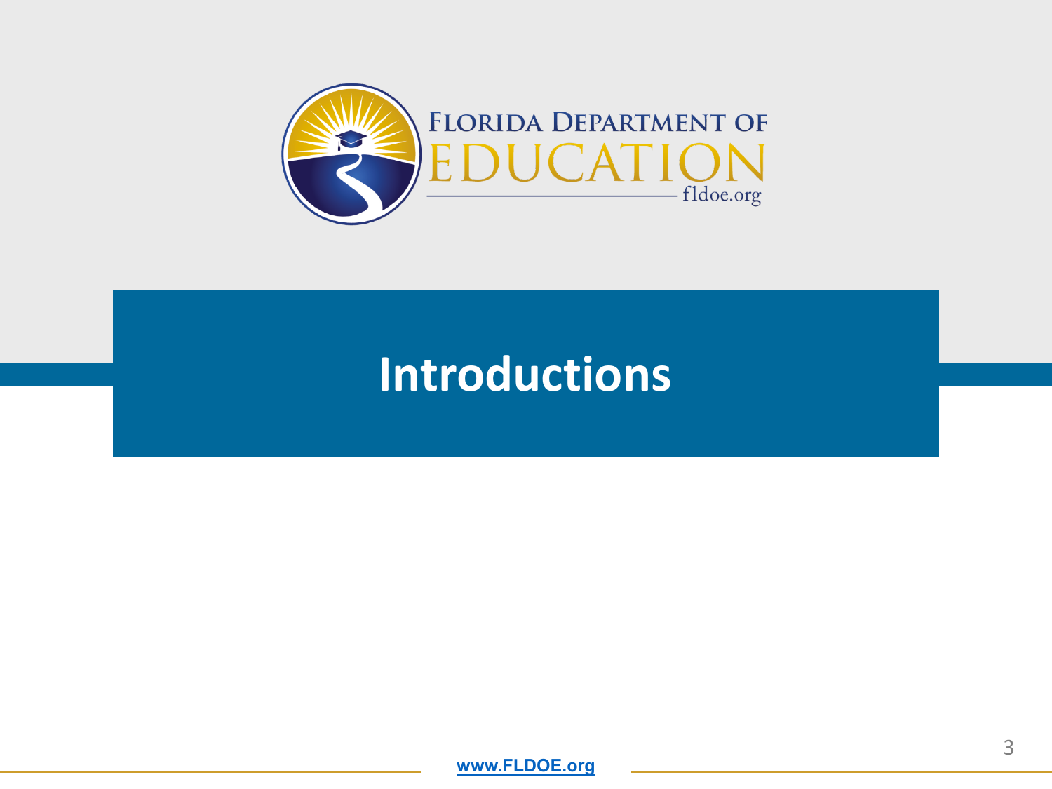# Introductions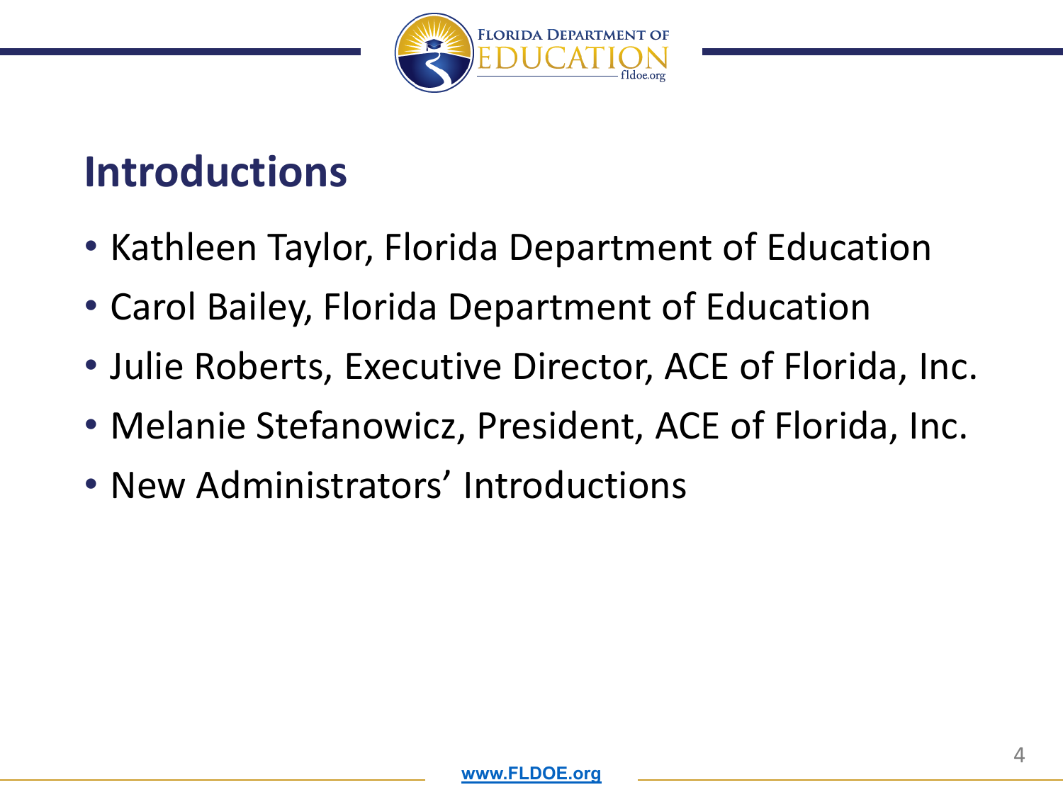# Introductions

- Kathleen Taylor, Florida Department of Education
- Carol Bailey, Florida Department of Education
- Julie Roberts, Executive Director, ACE of Florida, Inc.
- Melanie Stefanowicz, President, ACE of Florida, Inc.
- New Administrators' Introductions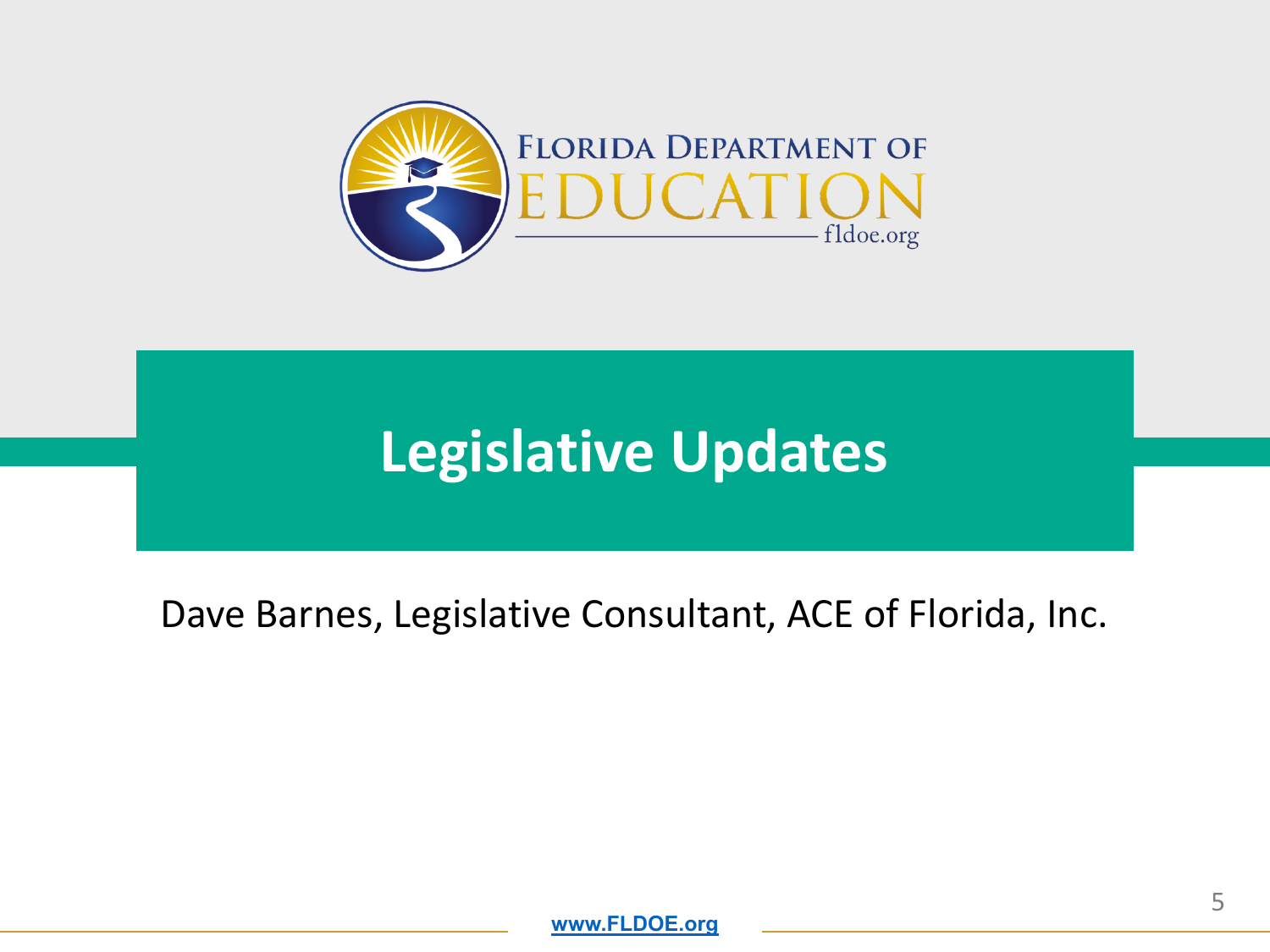# Legislative Updates

Dave Barnes, Legislative Consultant, ACE of Florida, Inc.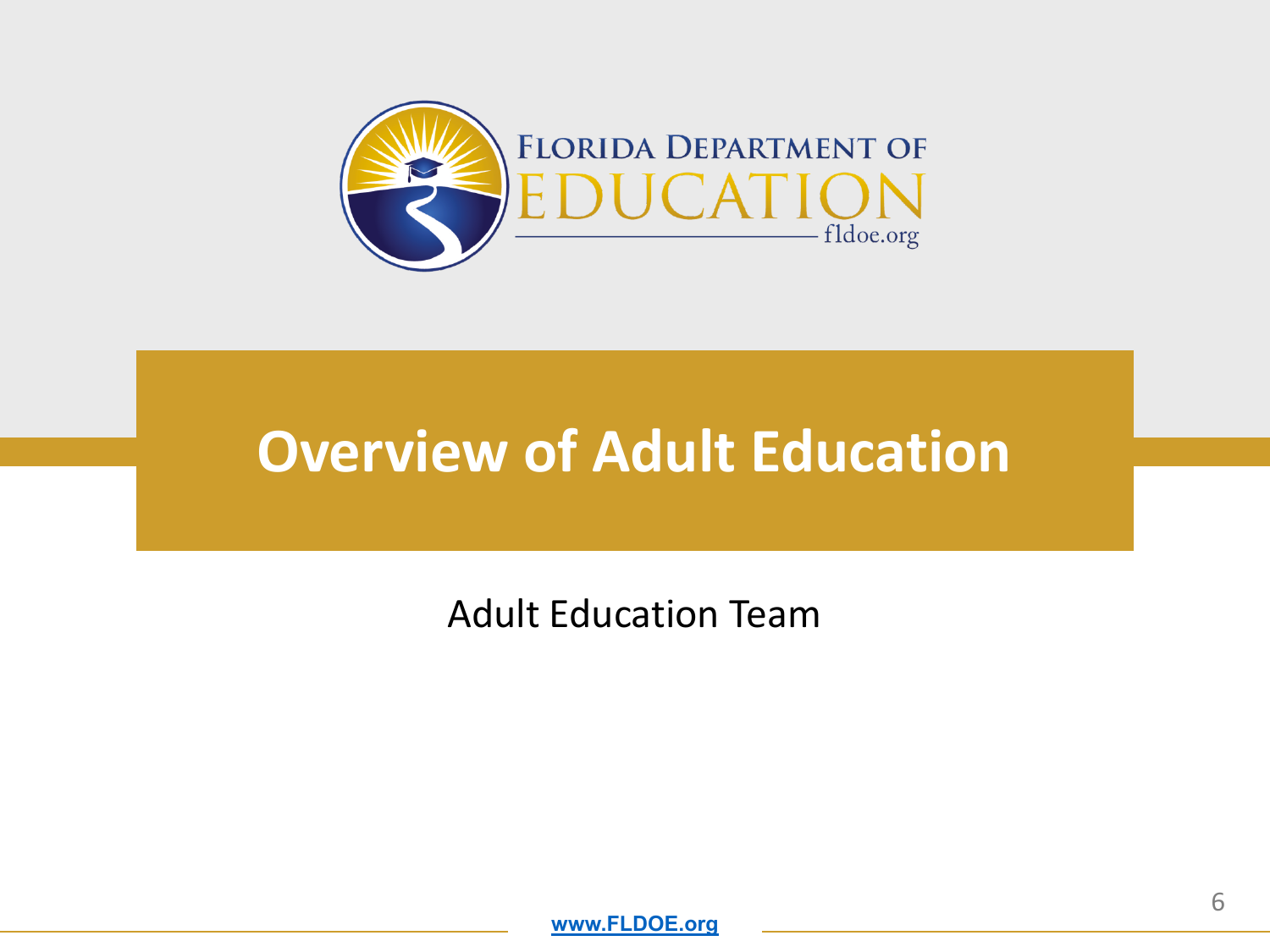# Overview of Adult Education

Adult Education Team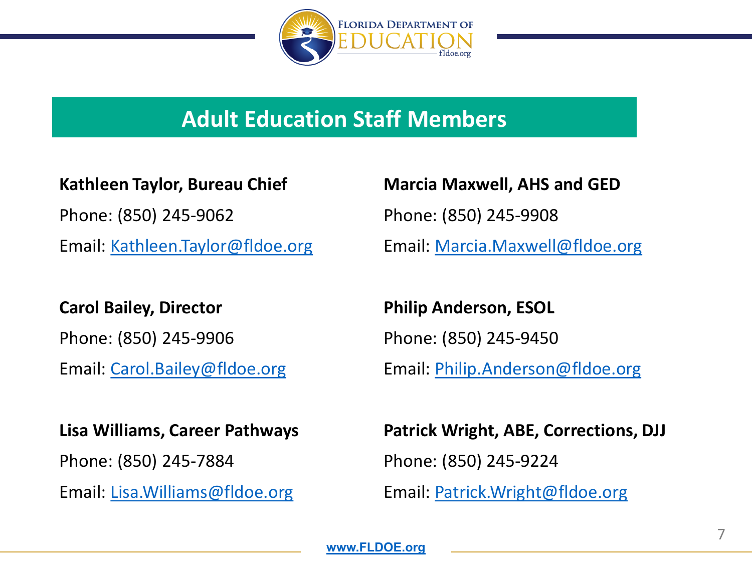## Adult Education Staff Members

**Kathleen Taylor, Bureau Chief**
Phone: (850) 245-9062
Email: Kathleen.Taylor@fldoe.org

**Carol Bailey, Director**
Phone: (850) 245-9906
Email: Carol.Bailey@fldoe.org

**Lisa Williams, Career Pathways**
Phone: (850) 245-7884
Email: Lisa.Williams@fldoe.org

**Marcia Maxwell, AHS and GED**
Phone: (850) 245-9908
Email: Marcia.Maxwell@fldoe.org

**Philip Anderson, ESOL**
Phone: (850) 245-9450
Email: Philip.Anderson@fldoe.org

**Patrick Wright, ABE, Corrections, DJJ**
Phone: (850) 245-9224
Email: Patrick.Wright@fldoe.org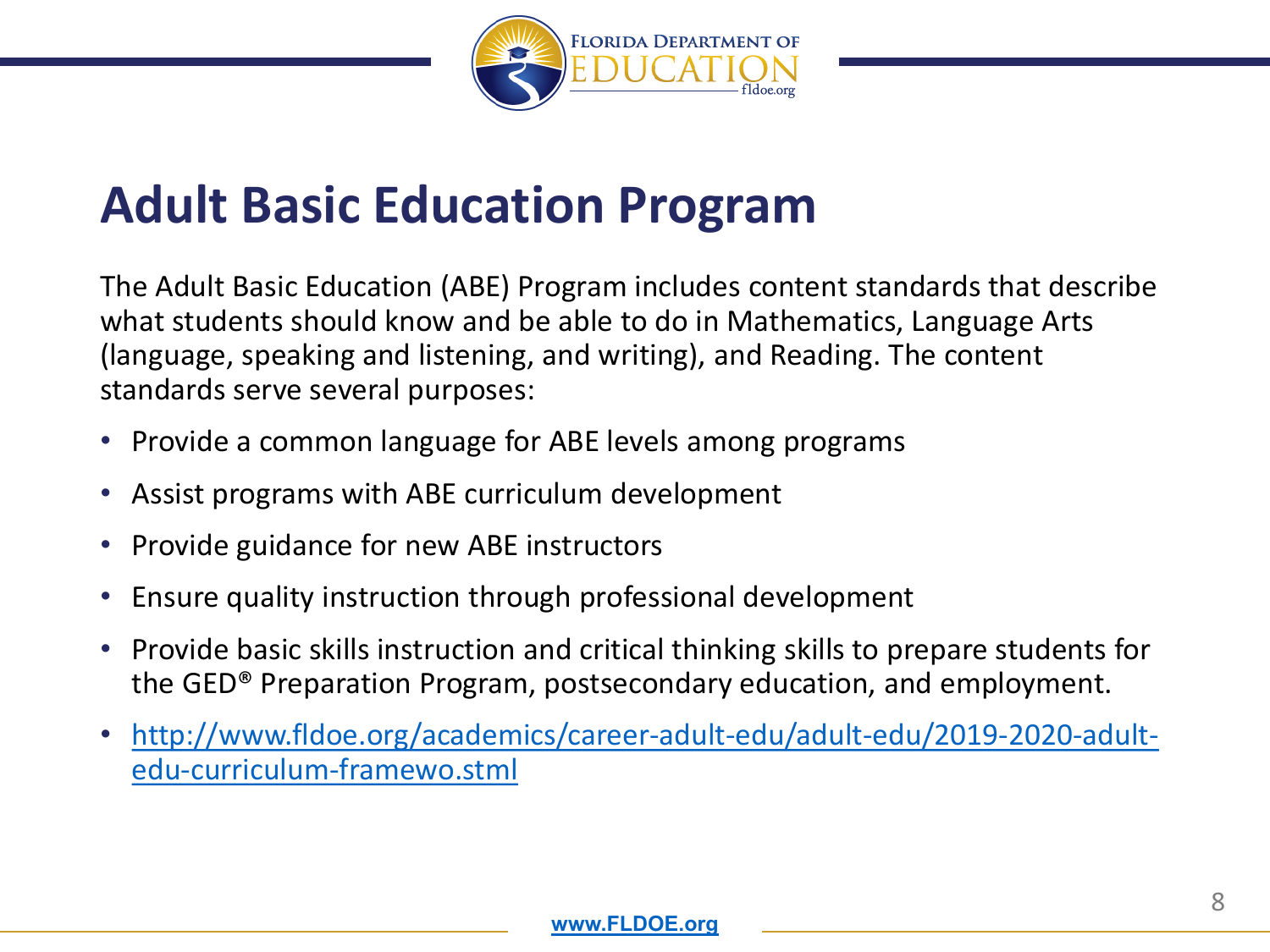# Adult Basic Education Program

The Adult Basic Education (ABE) Program includes content standards that describe what students should know and be able to do in Mathematics, Language Arts (language, speaking and listening, and writing), and Reading. The content standards serve several purposes:

- Provide a common language for ABE levels among programs
- Assist programs with ABE curriculum development
- Provide guidance for new ABE instructors
- Ensure quality instruction through professional development
- Provide basic skills instruction and critical thinking skills to prepare students for the GED® Preparation Program, postsecondary education, and employment.
- [http://www.fldoe.org/academics/career-adult-edu/adult-edu/2019-2020-adult-edu-curriculum-framewo.stml](http://www.fldoe.org/academics/career-adult-edu/adult-edu/2019-2020-adult-edu-curriculum-framewo.stml)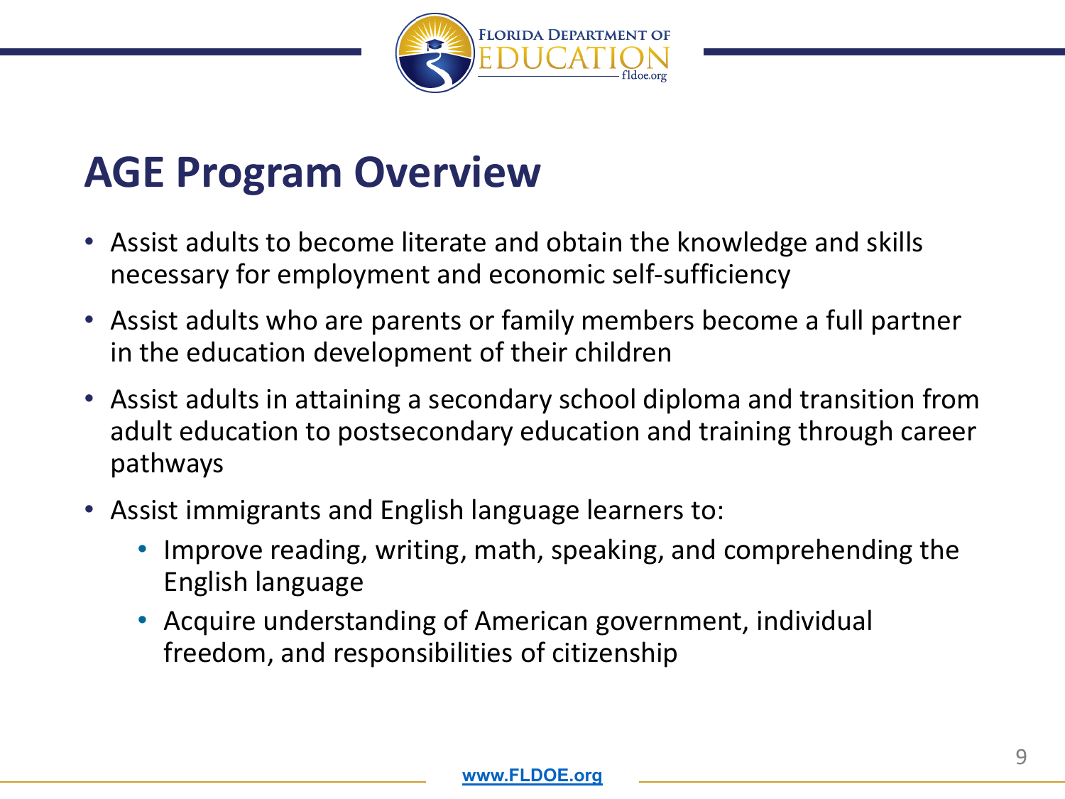# AGE Program Overview

- Assist adults to become literate and obtain the knowledge and skills necessary for employment and economic self-sufficiency
- Assist adults who are parents or family members become a full partner in the education development of their children
- Assist adults in attaining a secondary school diploma and transition from adult education to postsecondary education and training through career pathways
- Assist immigrants and English language learners to:
  - Improve reading, writing, math, speaking, and comprehending the English language
  - Acquire understanding of American government, individual freedom, and responsibilities of citizenship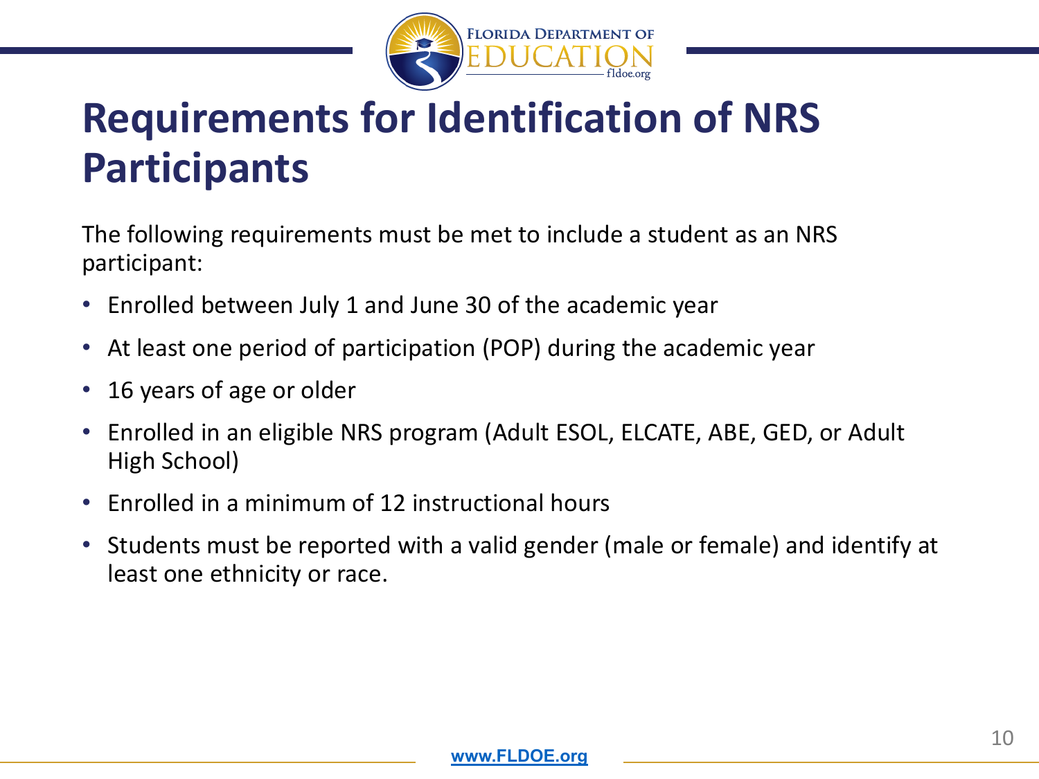# Requirements for Identification of NRS Participants

The following requirements must be met to include a student as an NRS participant:

- Enrolled between July 1 and June 30 of the academic year
- At least one period of participation (POP) during the academic year
- 16 years of age or older
- Enrolled in an eligible NRS program (Adult ESOL, ELCATE, ABE, GED, or Adult High School)
- Enrolled in a minimum of 12 instructional hours
- Students must be reported with a valid gender (male or female) and identify at least one ethnicity or race.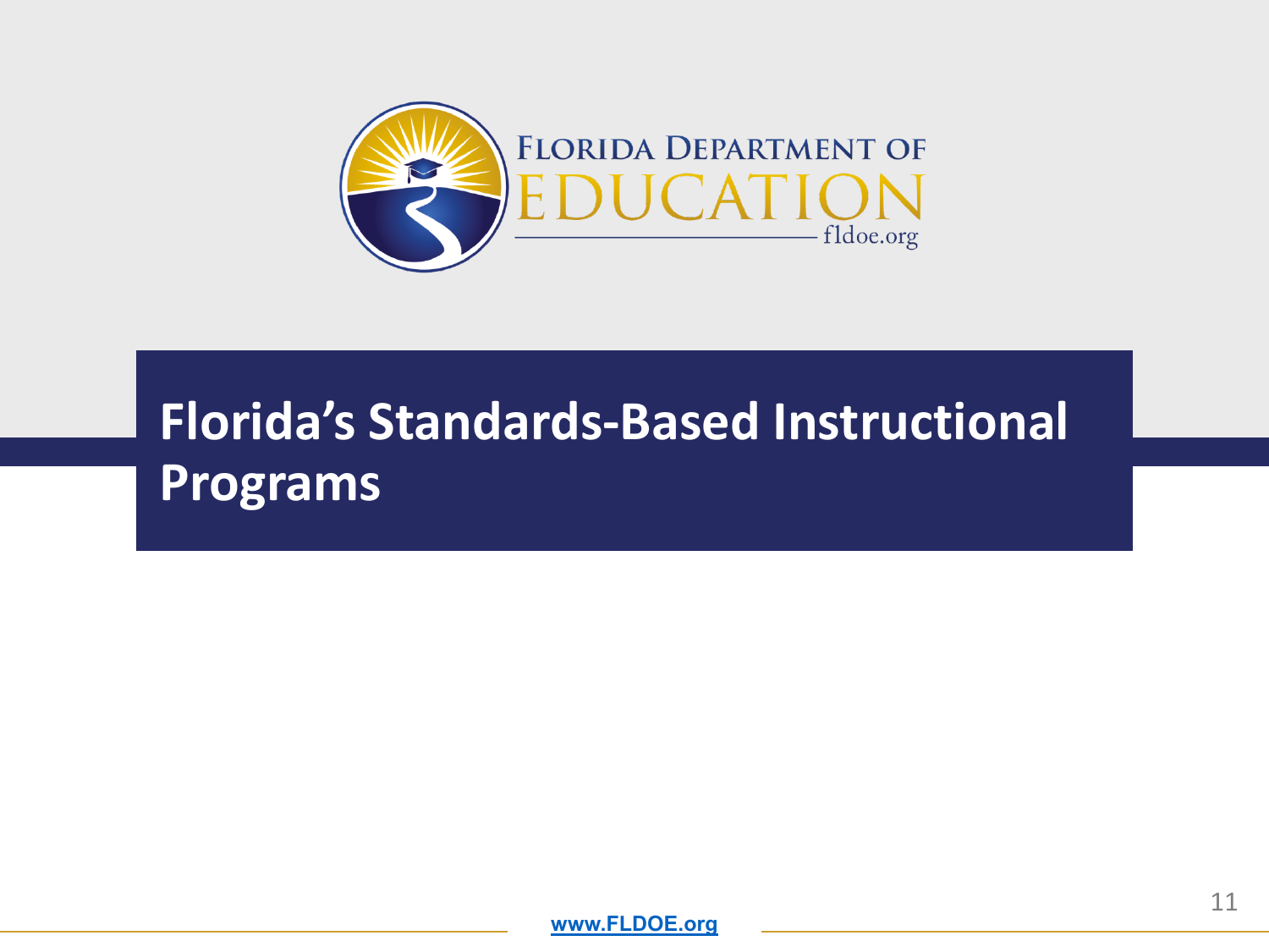# Florida's Standards-Based Instructional Programs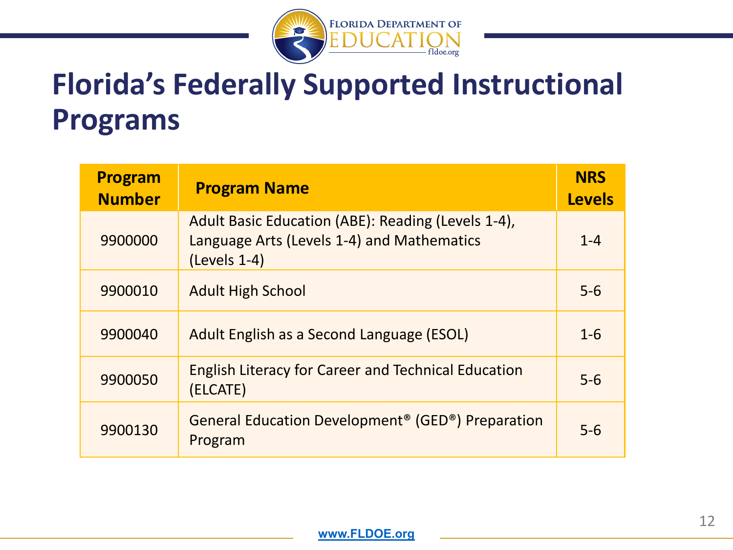# Florida's Federally Supported Instructional Programs

| Program Number | Program Name | NRS Levels |
|---|---|---|
| 9900000 | Adult Basic Education (ABE): Reading (Levels 1-4), Language Arts (Levels 1-4) and Mathematics (Levels 1-4) | 1-4 |
| 9900010 | Adult High School | 5-6 |
| 9900040 | Adult English as a Second Language (ESOL) | 1-6 |
| 9900050 | English Literacy for Career and Technical Education (ELCATE) | 5-6 |
| 9900130 | General Education Development® (GED®) Preparation Program | 5-6 |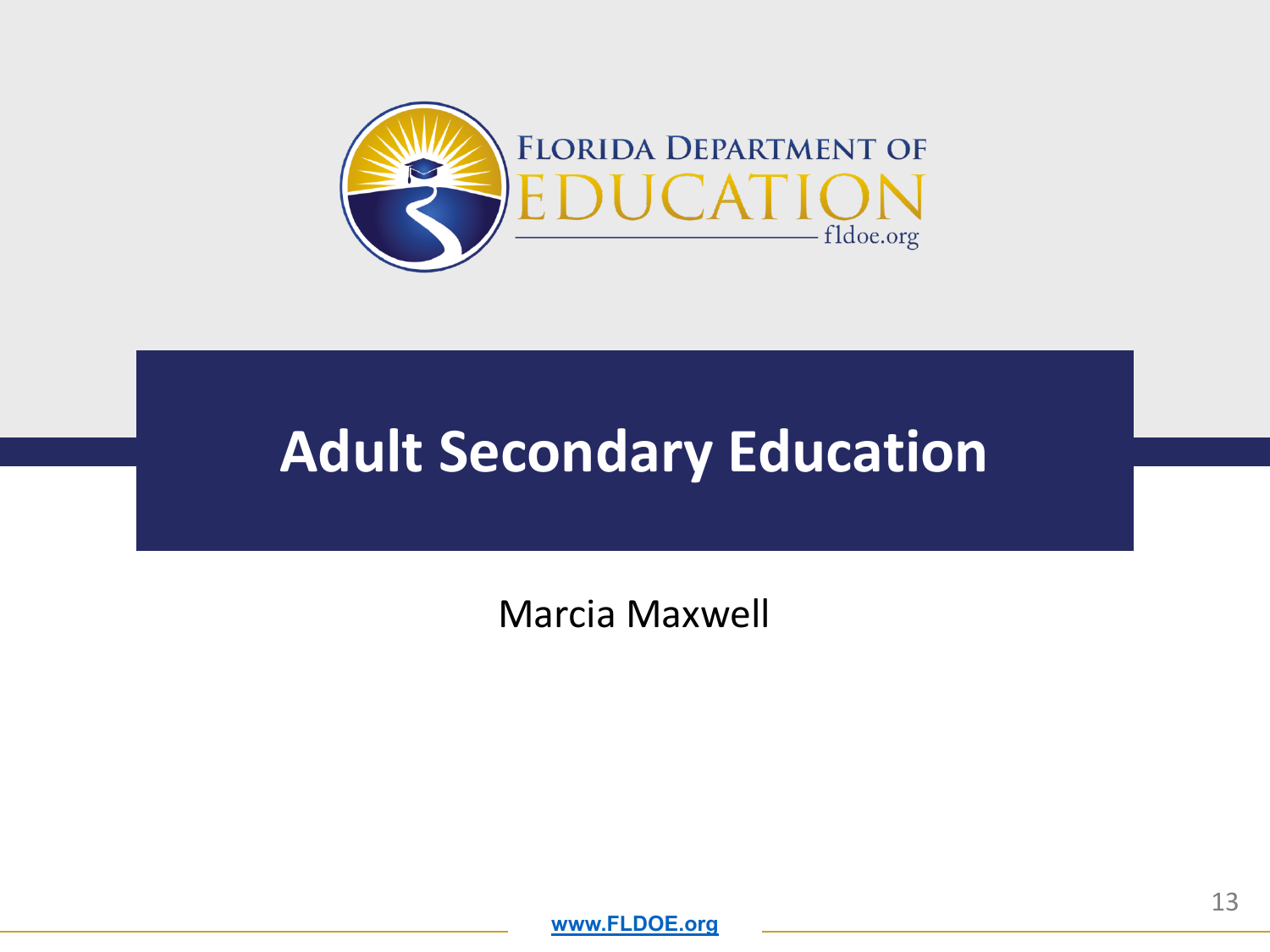# Adult Secondary Education

Marcia Maxwell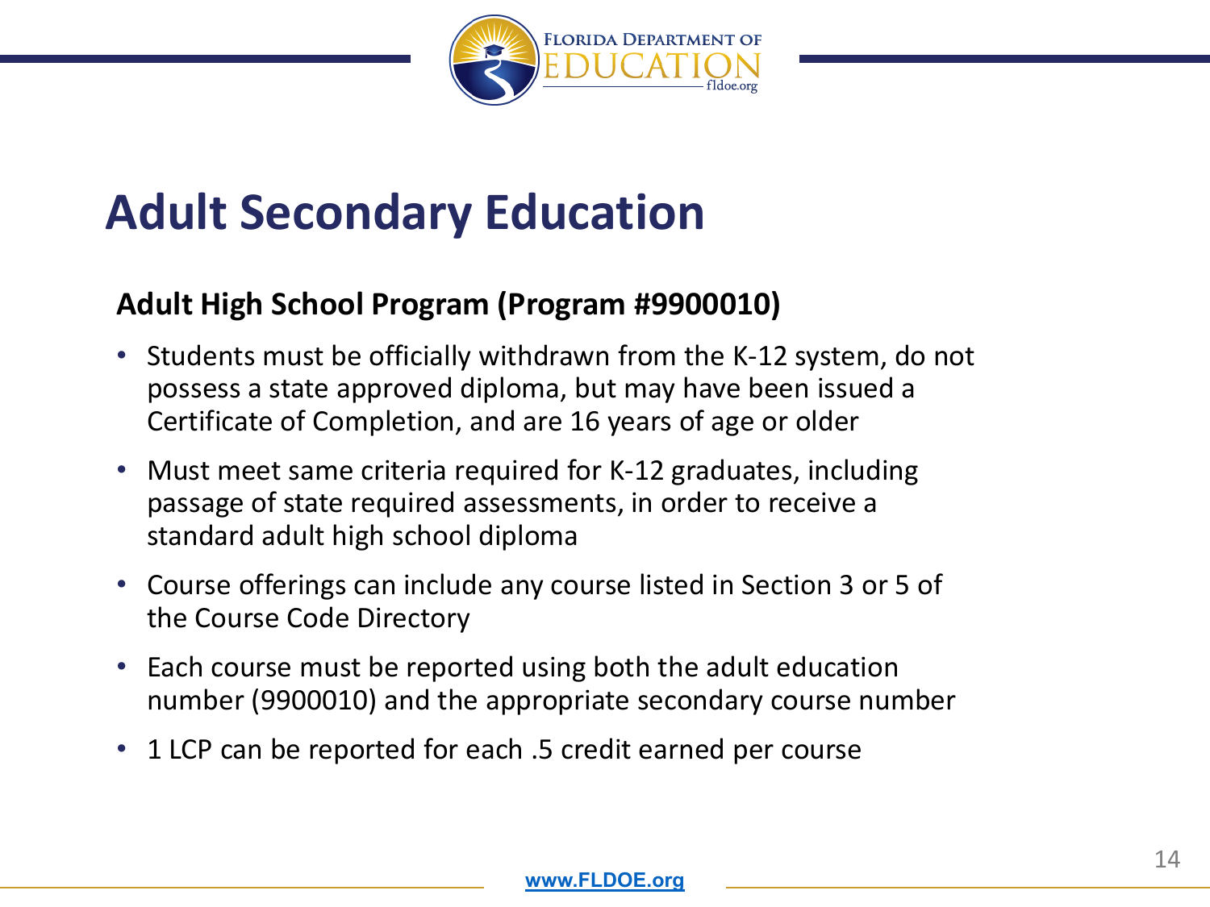# Adult Secondary Education

**Adult High School Program (Program #9900010)**

- Students must be officially withdrawn from the K-12 system, do not possess a state approved diploma, but may have been issued a Certificate of Completion, and are 16 years of age or older
- Must meet same criteria required for K-12 graduates, including passage of state required assessments, in order to receive a standard adult high school diploma
- Course offerings can include any course listed in Section 3 or 5 of the Course Code Directory
- Each course must be reported using both the adult education number (9900010) and the appropriate secondary course number
- 1 LCP can be reported for each .5 credit earned per course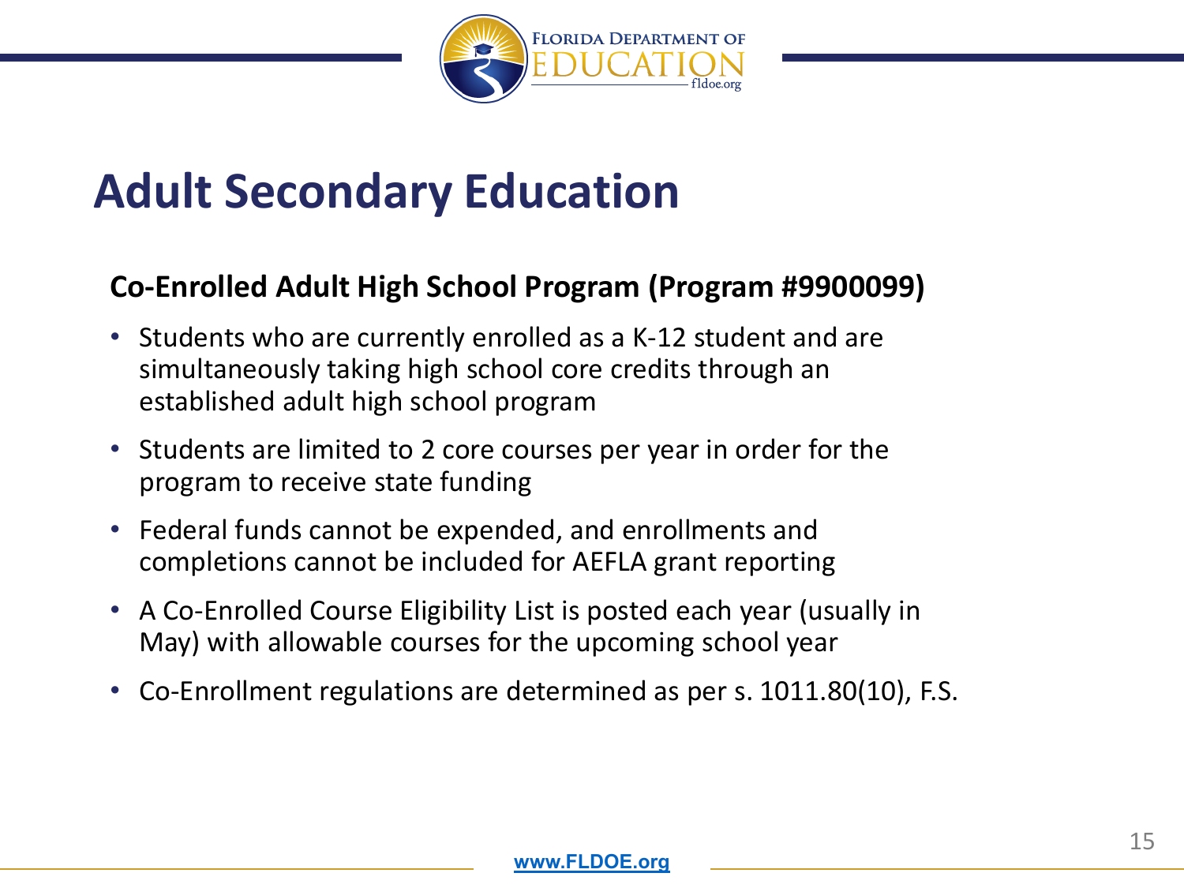# Adult Secondary Education

**Co-Enrolled Adult High School Program (Program #9900099)**

- Students who are currently enrolled as a K-12 student and are simultaneously taking high school core credits through an established adult high school program
- Students are limited to 2 core courses per year in order for the program to receive state funding
- Federal funds cannot be expended, and enrollments and completions cannot be included for AEFLA grant reporting
- A Co-Enrolled Course Eligibility List is posted each year (usually in May) with allowable courses for the upcoming school year
- Co-Enrollment regulations are determined as per s. 1011.80(10), F.S.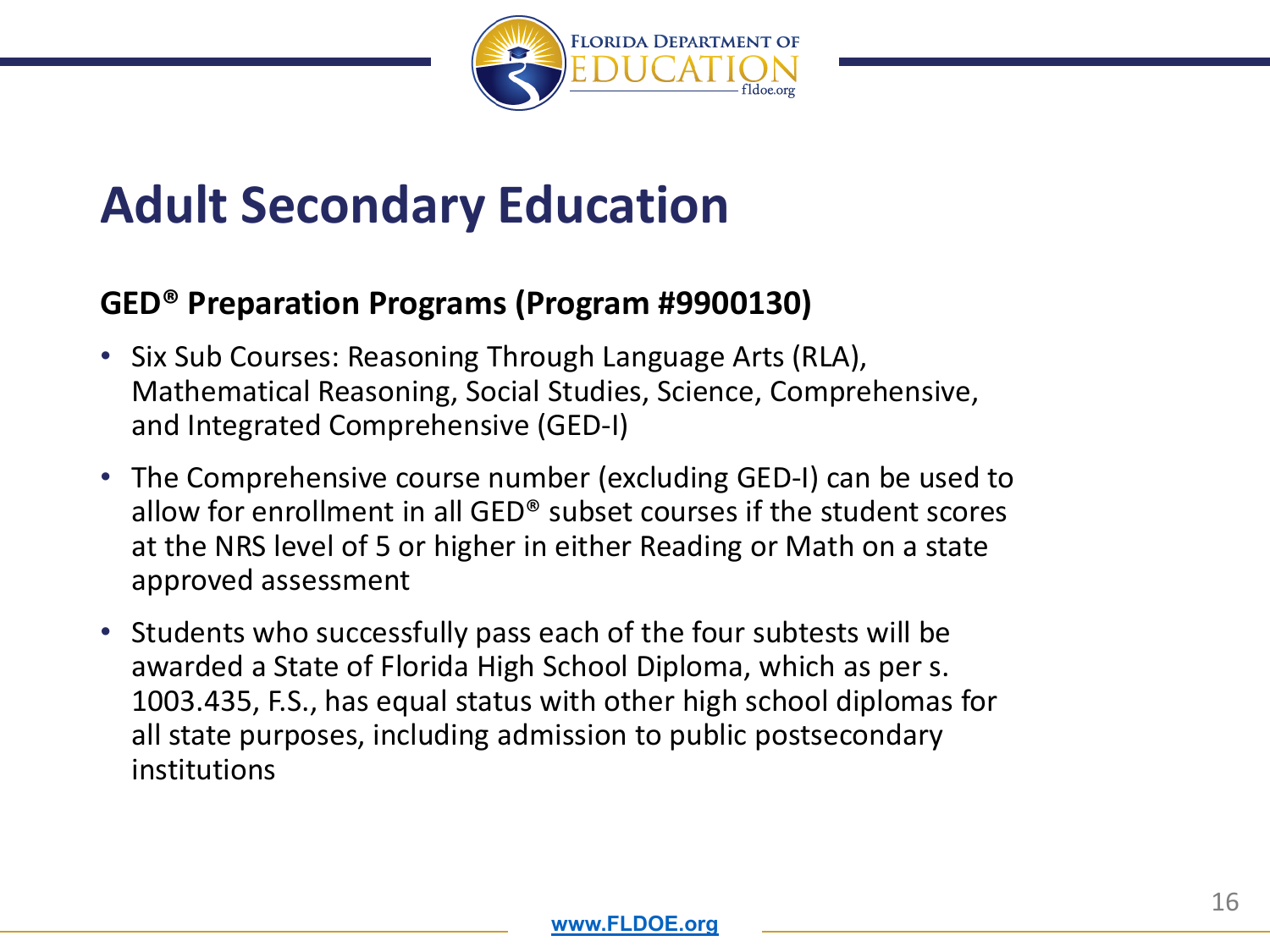# Adult Secondary Education

### GED® Preparation Programs (Program #9900130)

- Six Sub Courses: Reasoning Through Language Arts (RLA), Mathematical Reasoning, Social Studies, Science, Comprehensive, and Integrated Comprehensive (GED-I)
- The Comprehensive course number (excluding GED-I) can be used to allow for enrollment in all GED® subset courses if the student scores at the NRS level of 5 or higher in either Reading or Math on a state approved assessment
- Students who successfully pass each of the four subtests will be awarded a State of Florida High School Diploma, which as per s. 1003.435, F.S., has equal status with other high school diplomas for all state purposes, including admission to public postsecondary institutions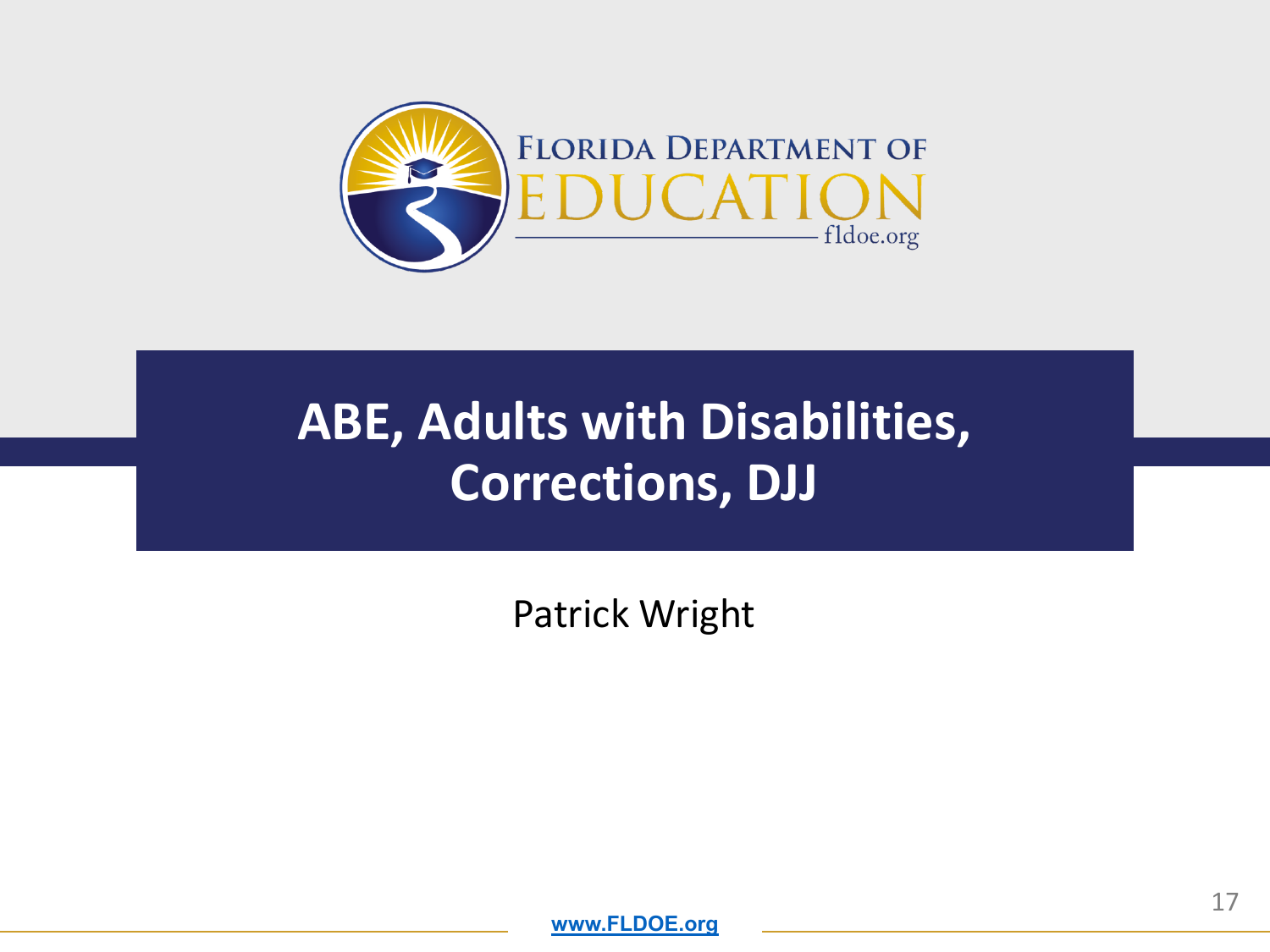# ABE, Adults with Disabilities, Corrections, DJJ

Patrick Wright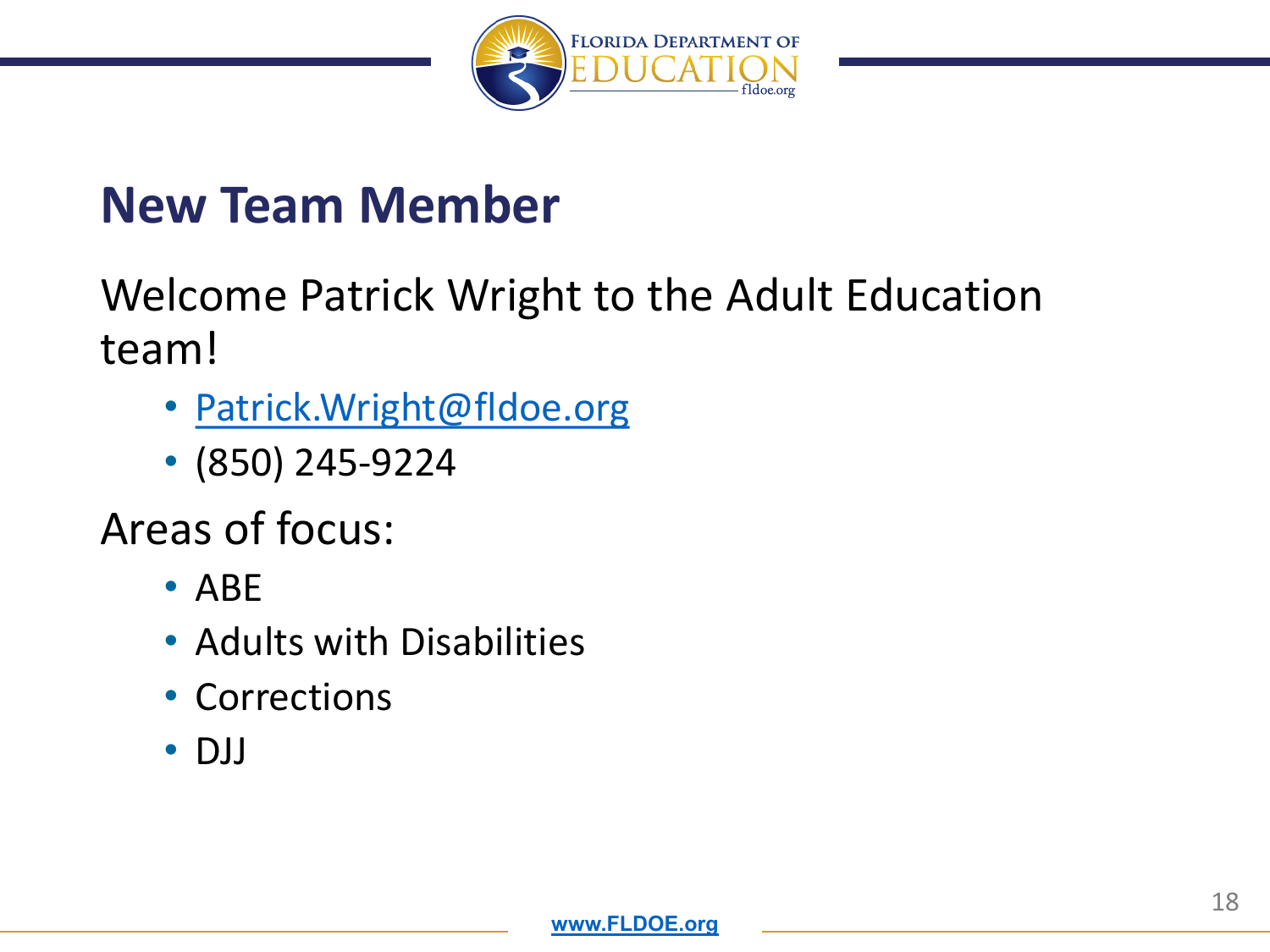## New Team Member

Welcome Patrick Wright to the Adult Education team!

- Patrick.Wright@fldoe.org
- (850) 245-9224

Areas of focus:

- ABE
- Adults with Disabilities
- Corrections
- DJJ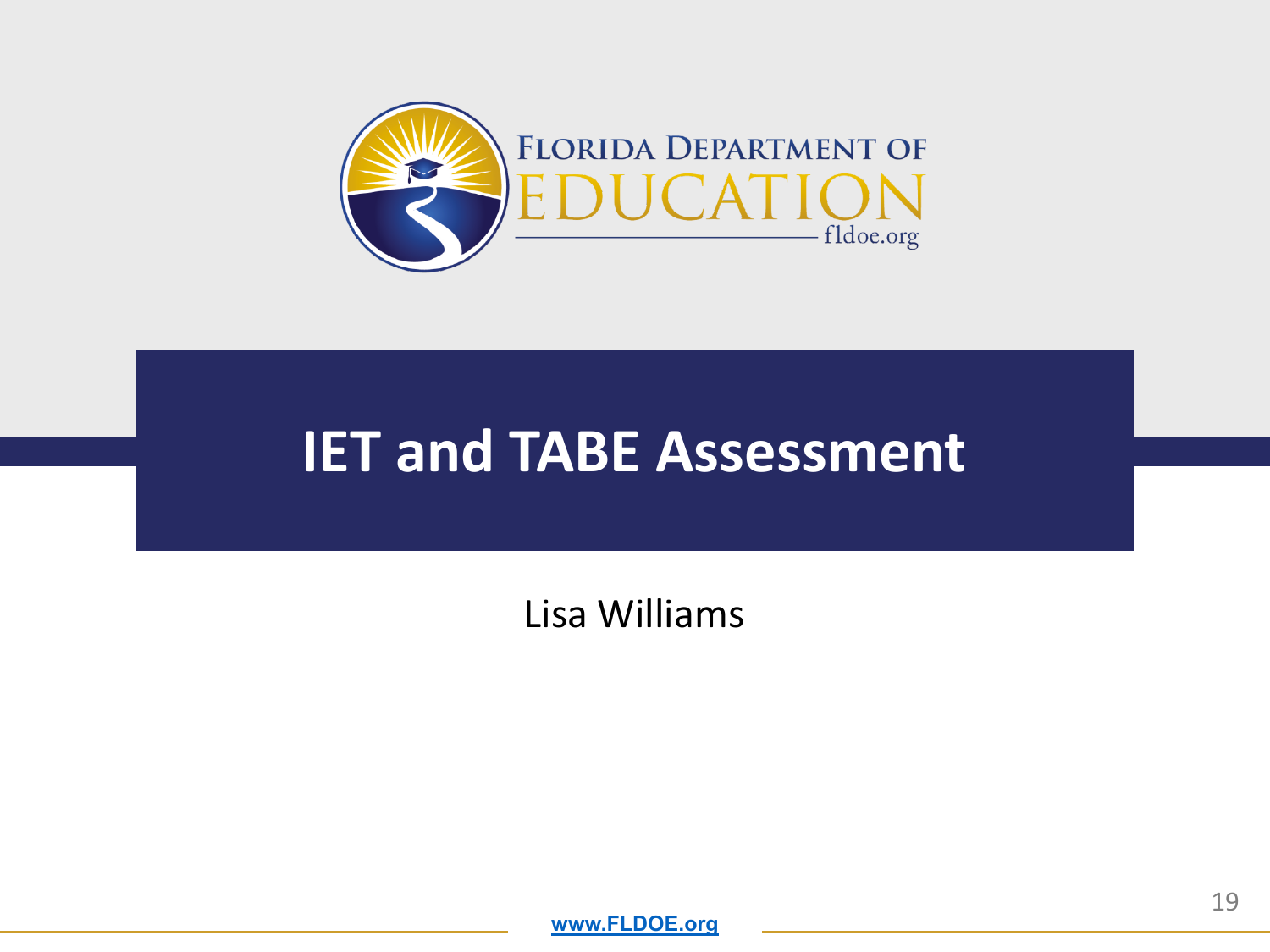# IET and TABE Assessment

Lisa Williams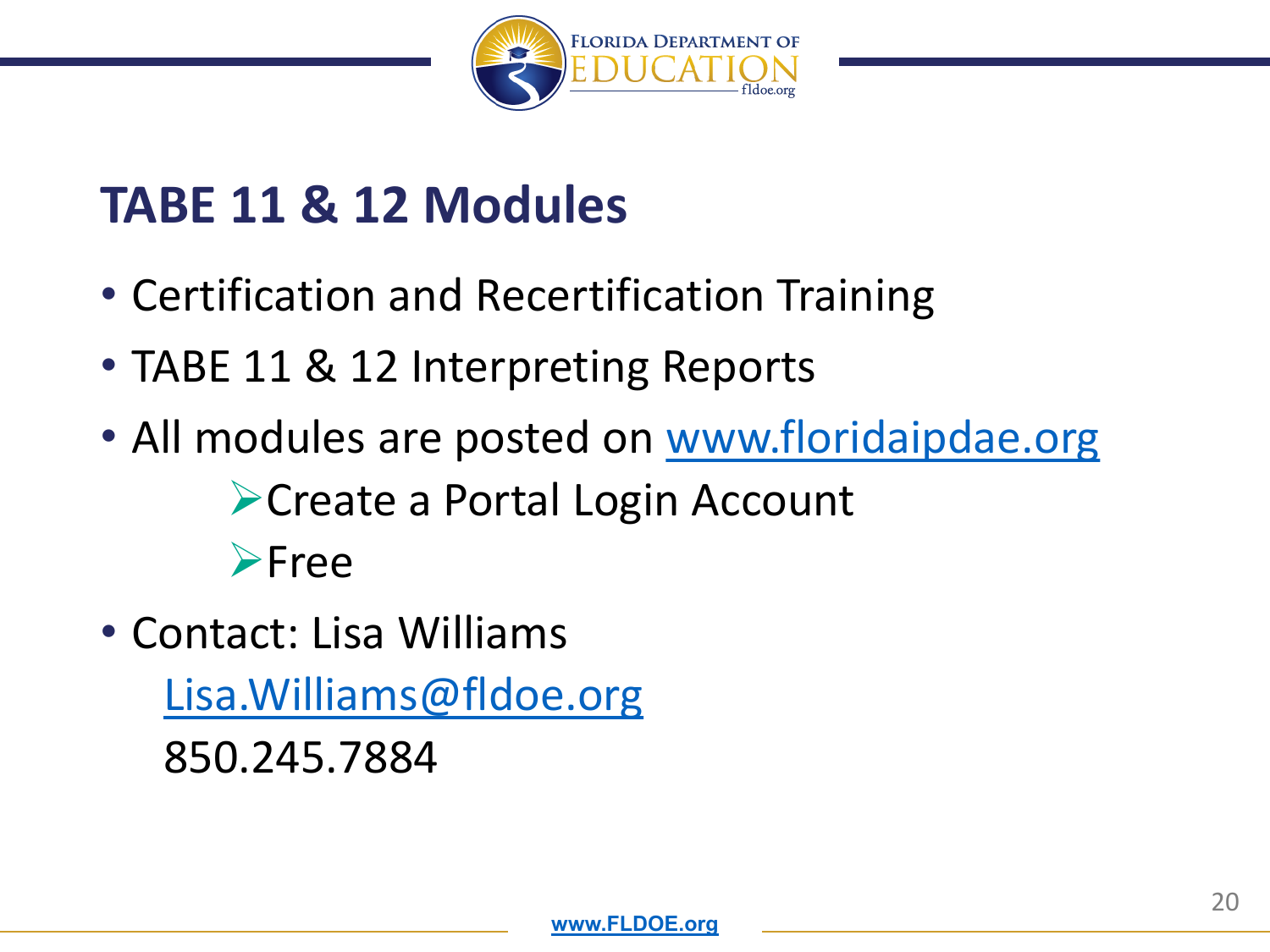## TABE 11 & 12 Modules

- Certification and Recertification Training
- TABE 11 & 12 Interpreting Reports
- All modules are posted on www.floridaipdae.org
  - Create a Portal Login Account
  - Free
- Contact: Lisa Williams

  Lisa.Williams@fldoe.org

  850.245.7884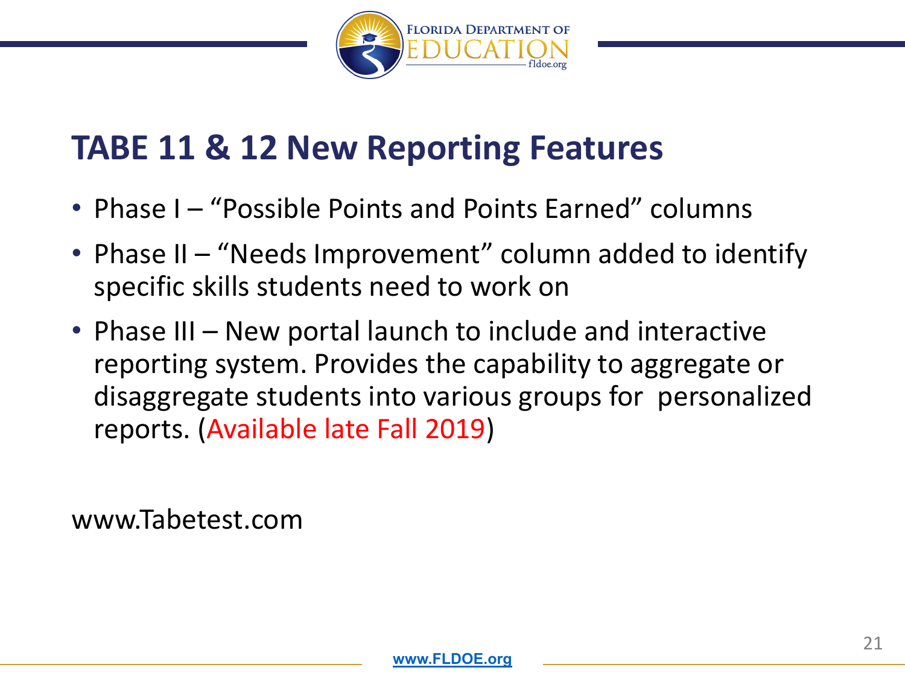## TABE 11 & 12 New Reporting Features

- Phase I – "Possible Points and Points Earned" columns
- Phase II – "Needs Improvement" column added to identify specific skills students need to work on
- Phase III – New portal launch to include and interactive reporting system. Provides the capability to aggregate or disaggregate students into various groups for personalized reports. (Available late Fall 2019)

www.Tabetest.com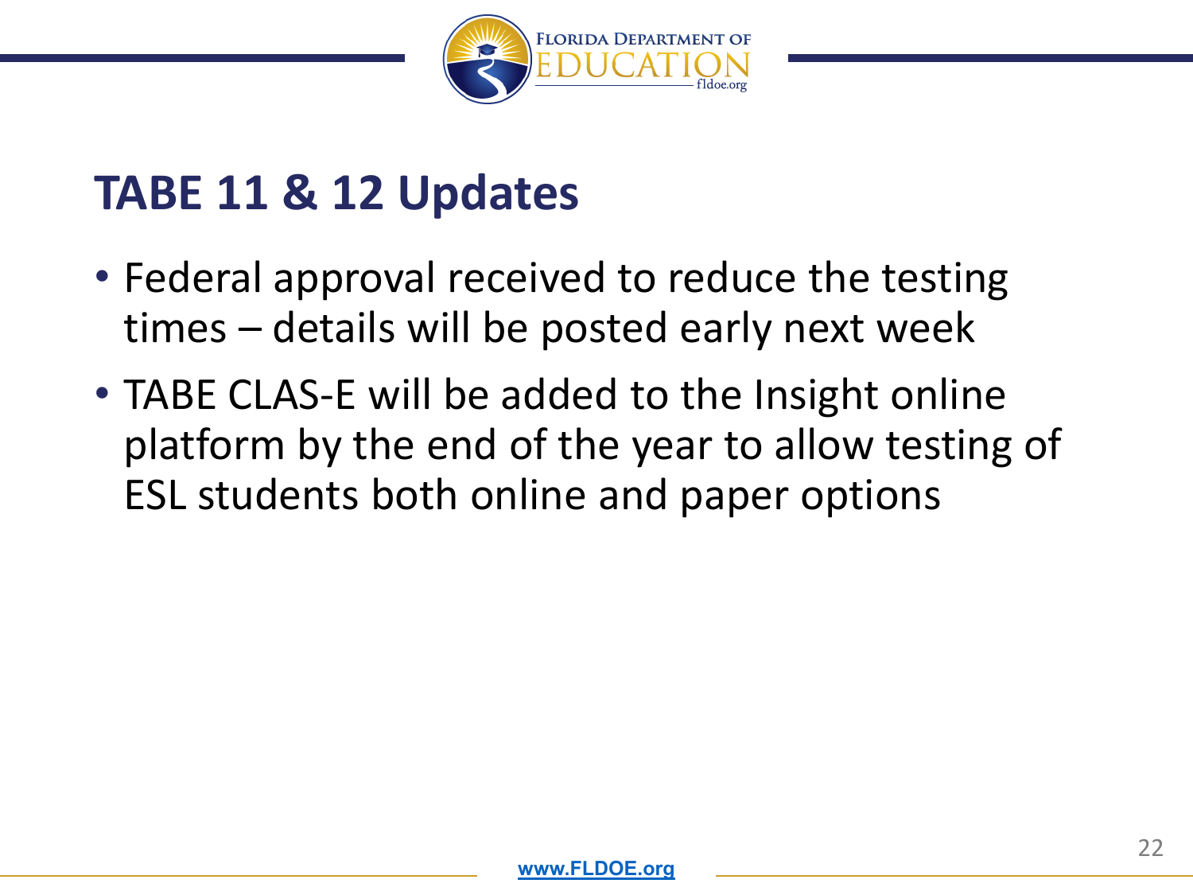## TABE 11 & 12 Updates

- Federal approval received to reduce the testing times – details will be posted early next week
- TABE CLAS-E will be added to the Insight online platform by the end of the year to allow testing of ESL students both online and paper options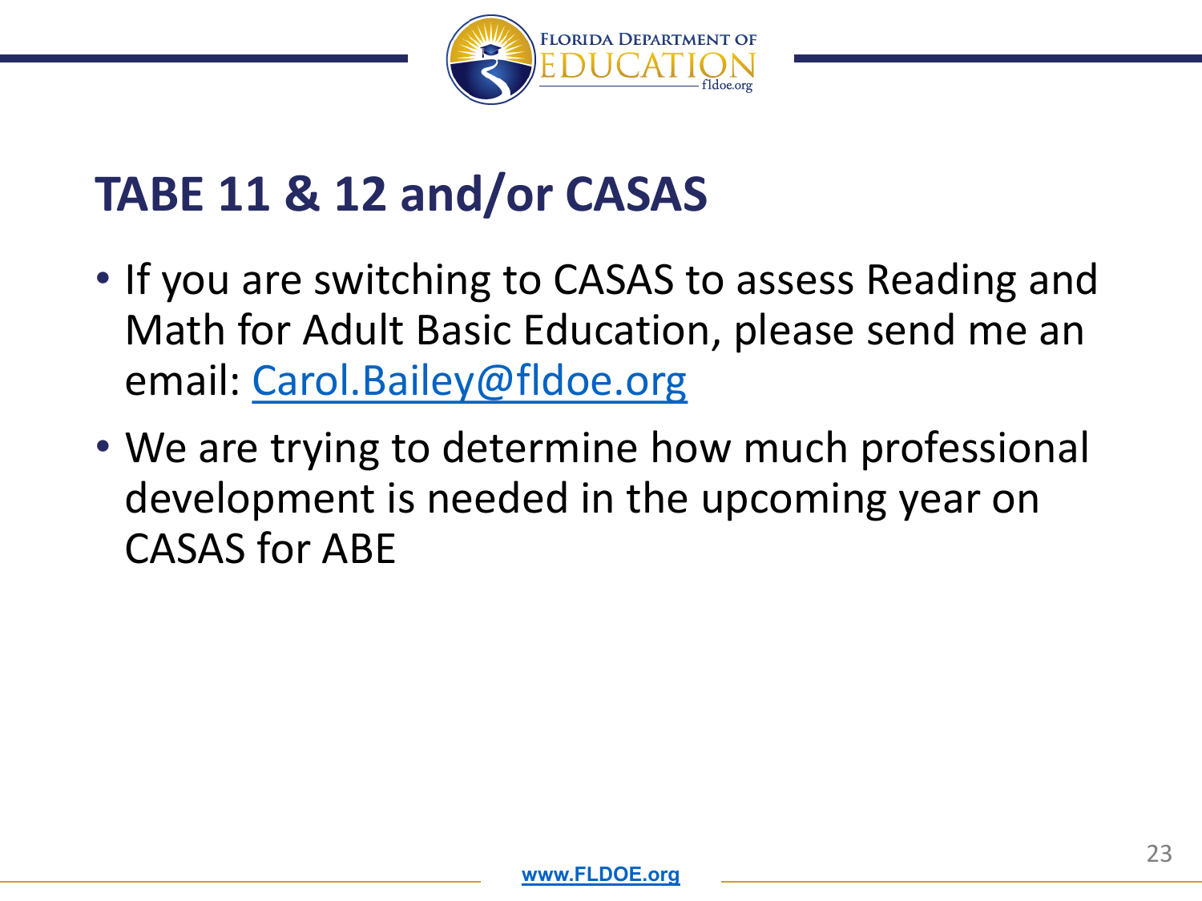# TABE 11 & 12 and/or CASAS

- If you are switching to CASAS to assess Reading and Math for Adult Basic Education, please send me an email: Carol.Bailey@fldoe.org
- We are trying to determine how much professional development is needed in the upcoming year on CASAS for ABE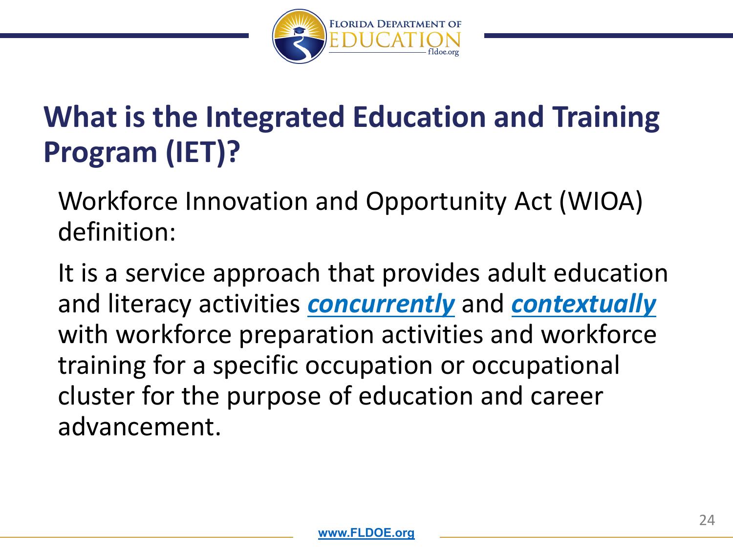# What is the Integrated Education and Training Program (IET)?

Workforce Innovation and Opportunity Act (WIOA) definition:

It is a service approach that provides adult education and literacy activities ***concurrently*** and ***contextually*** with workforce preparation activities and workforce training for a specific occupation or occupational cluster for the purpose of education and career advancement.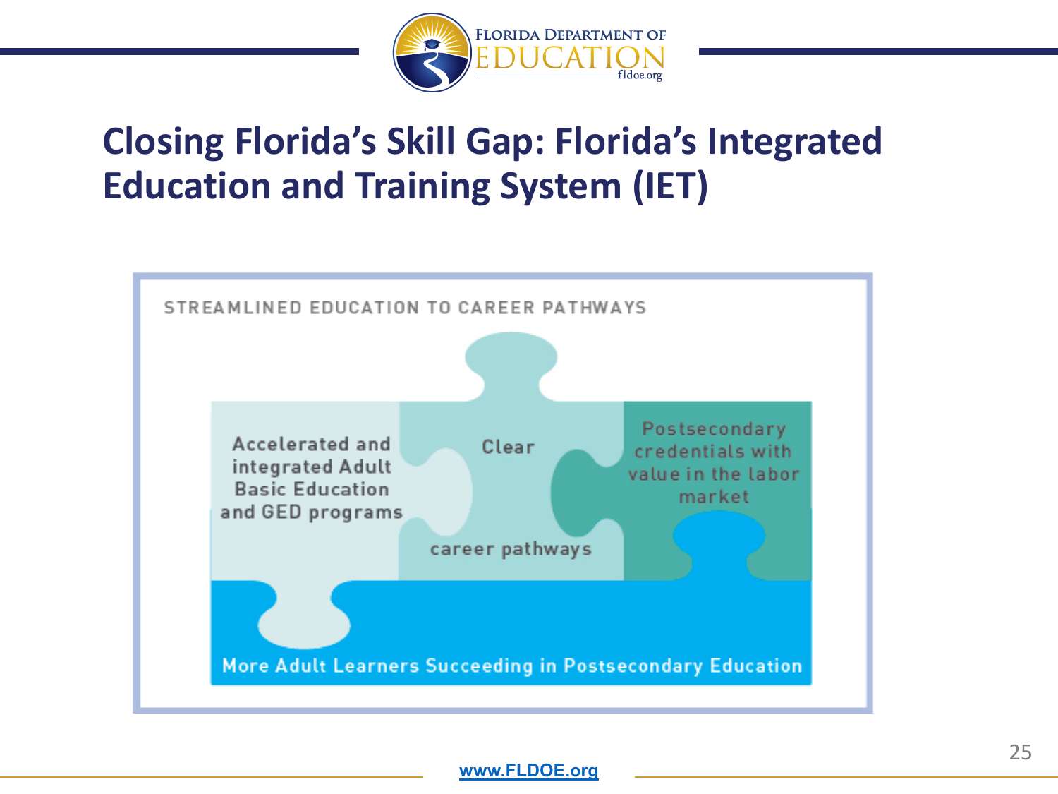# Closing Florida's Skill Gap: Florida's Integrated Education and Training System (IET)

STREAMLINED EDUCATION TO CAREER PATHWAYS

- Accelerated and integrated Adult Basic Education and GED programs
- Clear career pathways
- Postsecondary credentials with value in the labor market
- More Adult Learners Succeeding in Postsecondary Education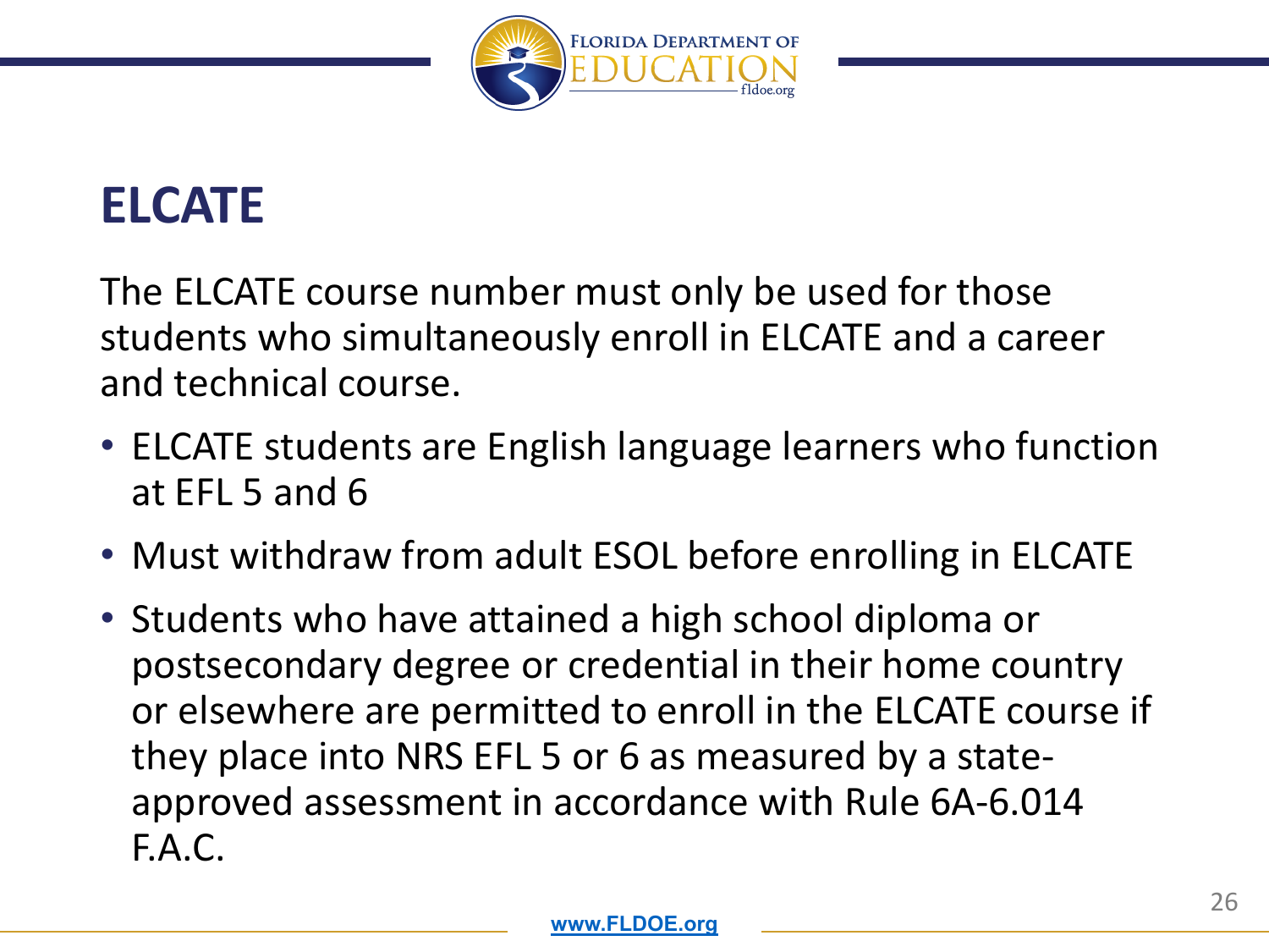# ELCATE

The ELCATE course number must only be used for those students who simultaneously enroll in ELCATE and a career and technical course.

- ELCATE students are English language learners who function at EFL 5 and 6
- Must withdraw from adult ESOL before enrolling in ELCATE
- Students who have attained a high school diploma or postsecondary degree or credential in their home country or elsewhere are permitted to enroll in the ELCATE course if they place into NRS EFL 5 or 6 as measured by a state-approved assessment in accordance with Rule 6A-6.014 F.A.C.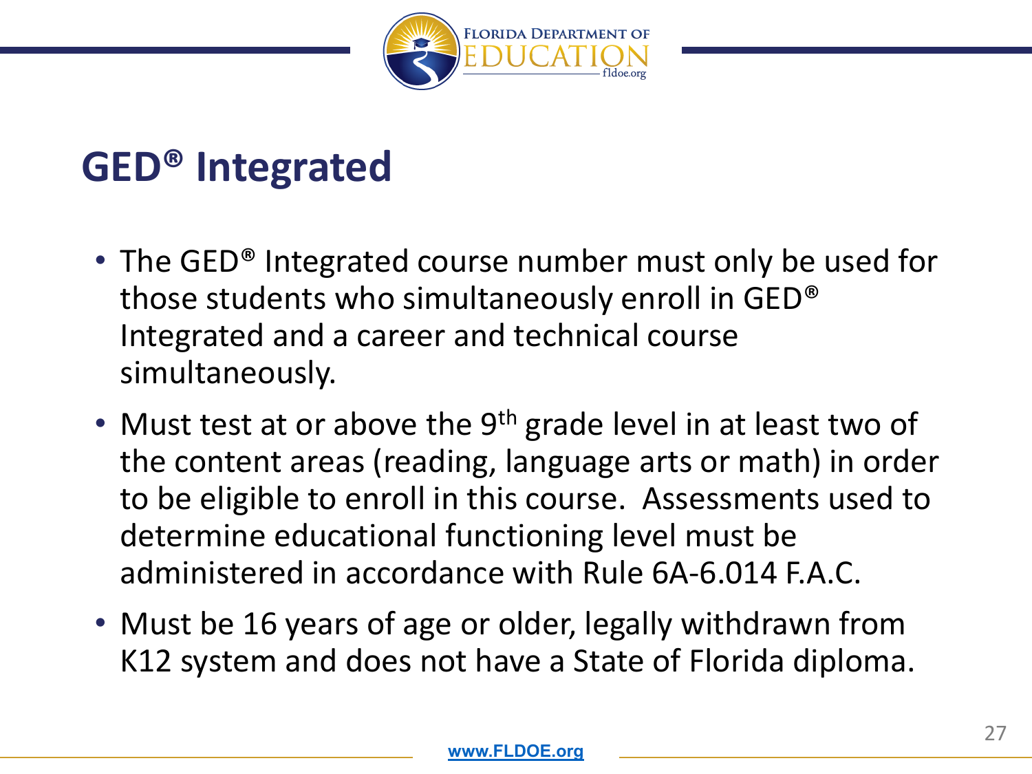# GED® Integrated

- The GED® Integrated course number must only be used for those students who simultaneously enroll in GED® Integrated and a career and technical course simultaneously.
- Must test at or above the 9th grade level in at least two of the content areas (reading, language arts or math) in order to be eligible to enroll in this course. Assessments used to determine educational functioning level must be administered in accordance with Rule 6A-6.014 F.A.C.
- Must be 16 years of age or older, legally withdrawn from K12 system and does not have a State of Florida diploma.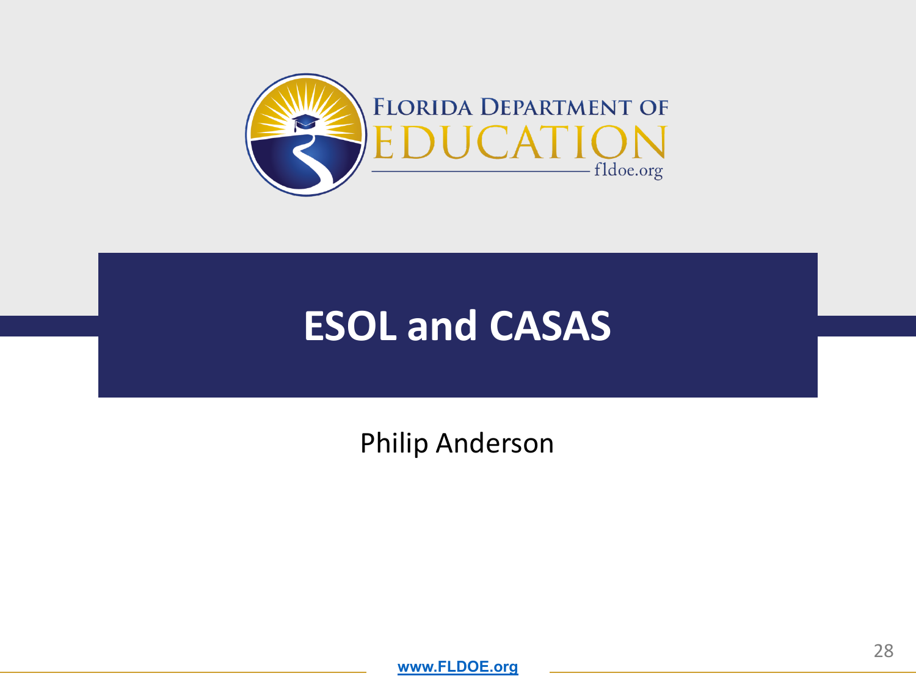# ESOL and CASAS

Philip Anderson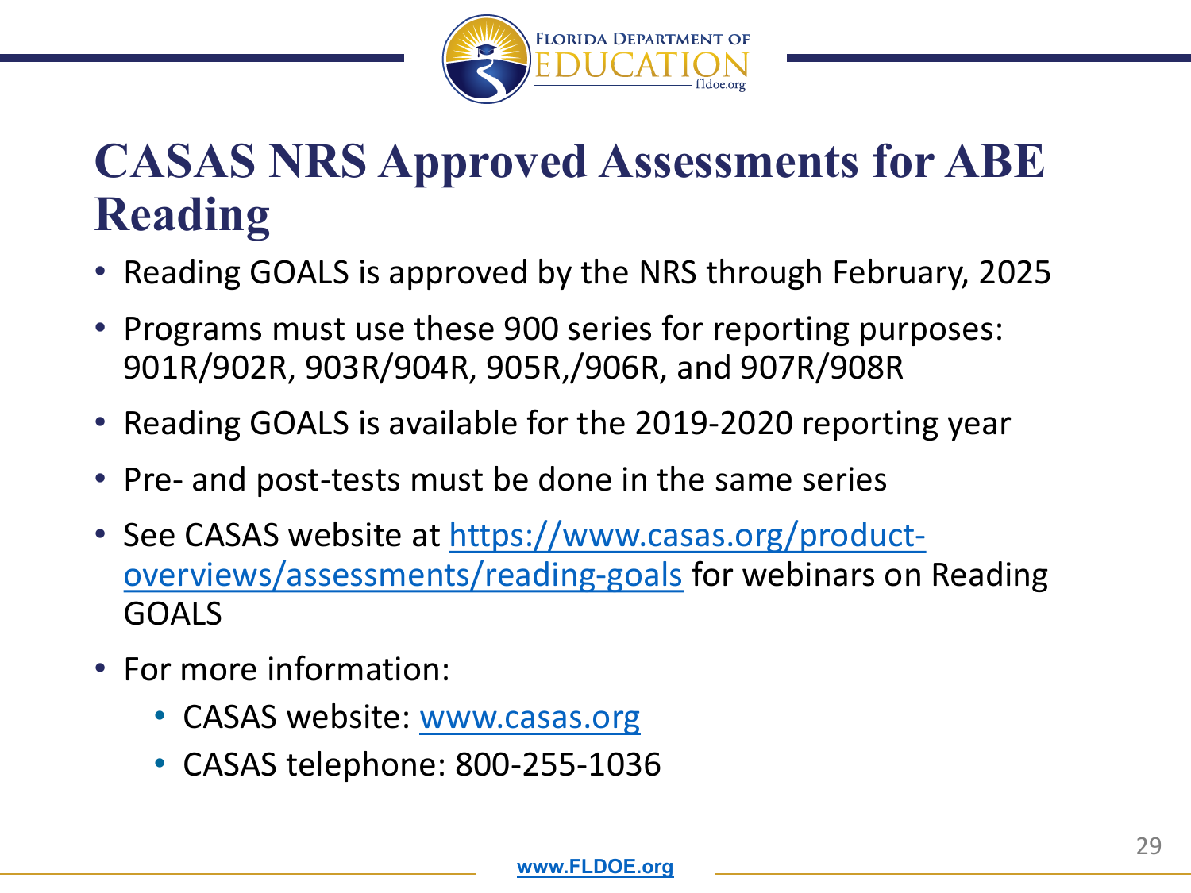# CASAS NRS Approved Assessments for ABE Reading

- Reading GOALS is approved by the NRS through February, 2025
- Programs must use these 900 series for reporting purposes: 901R/902R, 903R/904R, 905R,/906R, and 907R/908R
- Reading GOALS is available for the 2019-2020 reporting year
- Pre- and post-tests must be done in the same series
- See CASAS website at [https://www.casas.org/product-overviews/assessments/reading-goals](https://www.casas.org/product-overviews/assessments/reading-goals) for webinars on Reading GOALS
- For more information:
  - CASAS website: [www.casas.org](http://www.casas.org)
  - CASAS telephone: 800-255-1036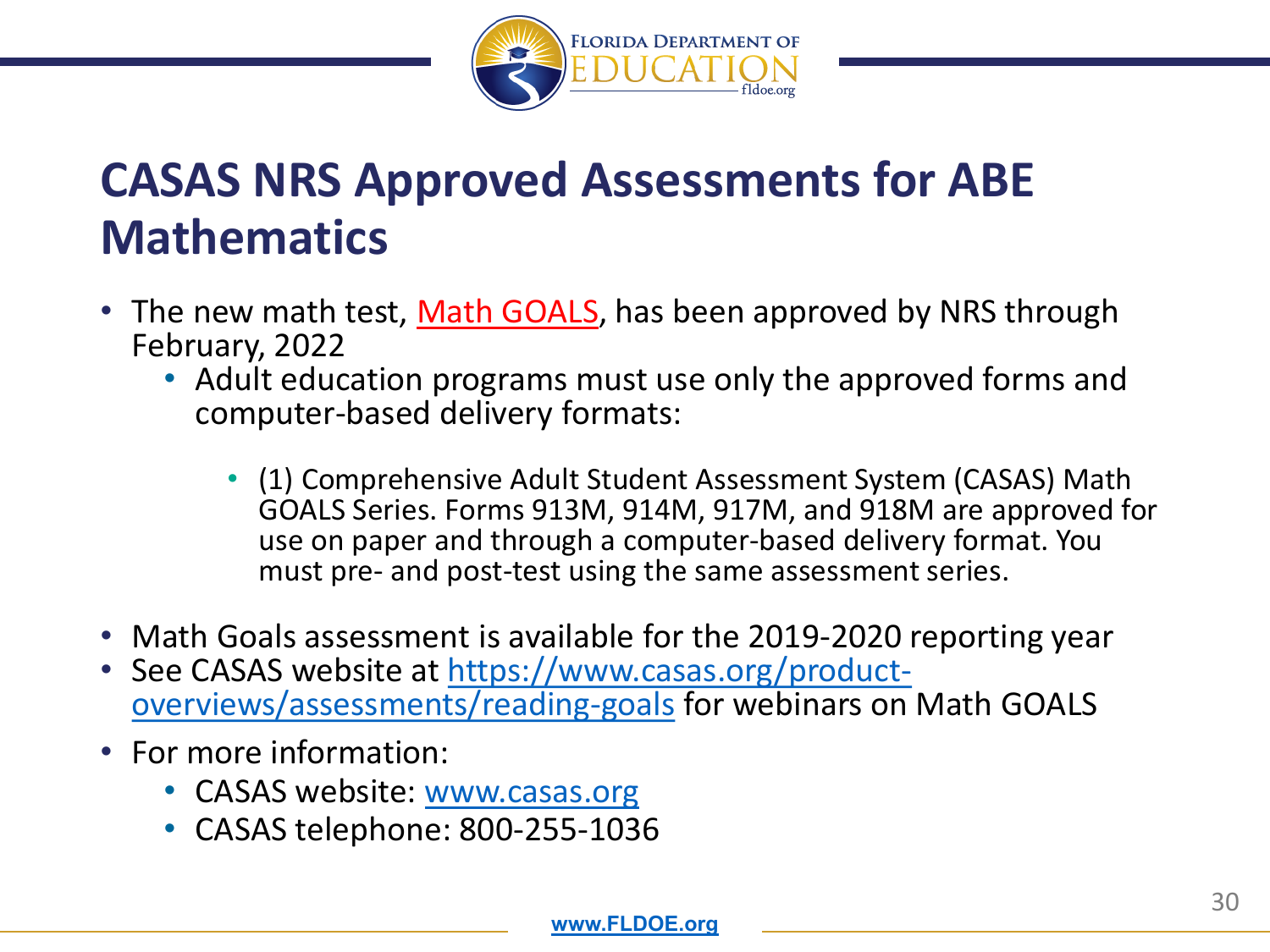# CASAS NRS Approved Assessments for ABE Mathematics

- The new math test, Math GOALS, has been approved by NRS through February, 2022
  - Adult education programs must use only the approved forms and computer-based delivery formats:
    - (1) Comprehensive Adult Student Assessment System (CASAS) Math GOALS Series. Forms 913M, 914M, 917M, and 918M are approved for use on paper and through a computer-based delivery format. You must pre- and post-test using the same assessment series.
- Math Goals assessment is available for the 2019-2020 reporting year
- See CASAS website at https://www.casas.org/product-overviews/assessments/reading-goals for webinars on Math GOALS
- For more information:
  - CASAS website: www.casas.org
  - CASAS telephone: 800-255-1036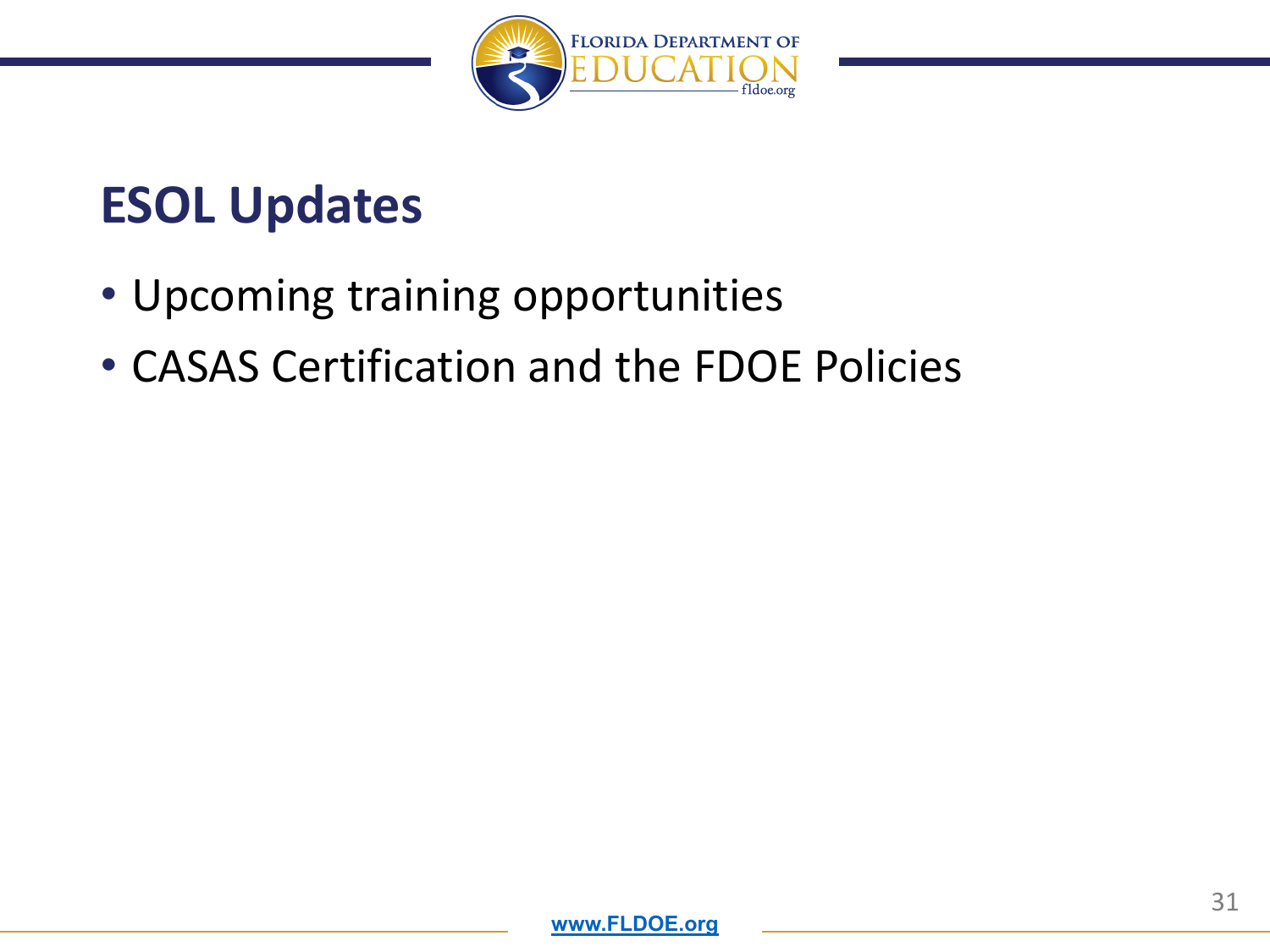# ESOL Updates

- Upcoming training opportunities
- CASAS Certification and the FDOE Policies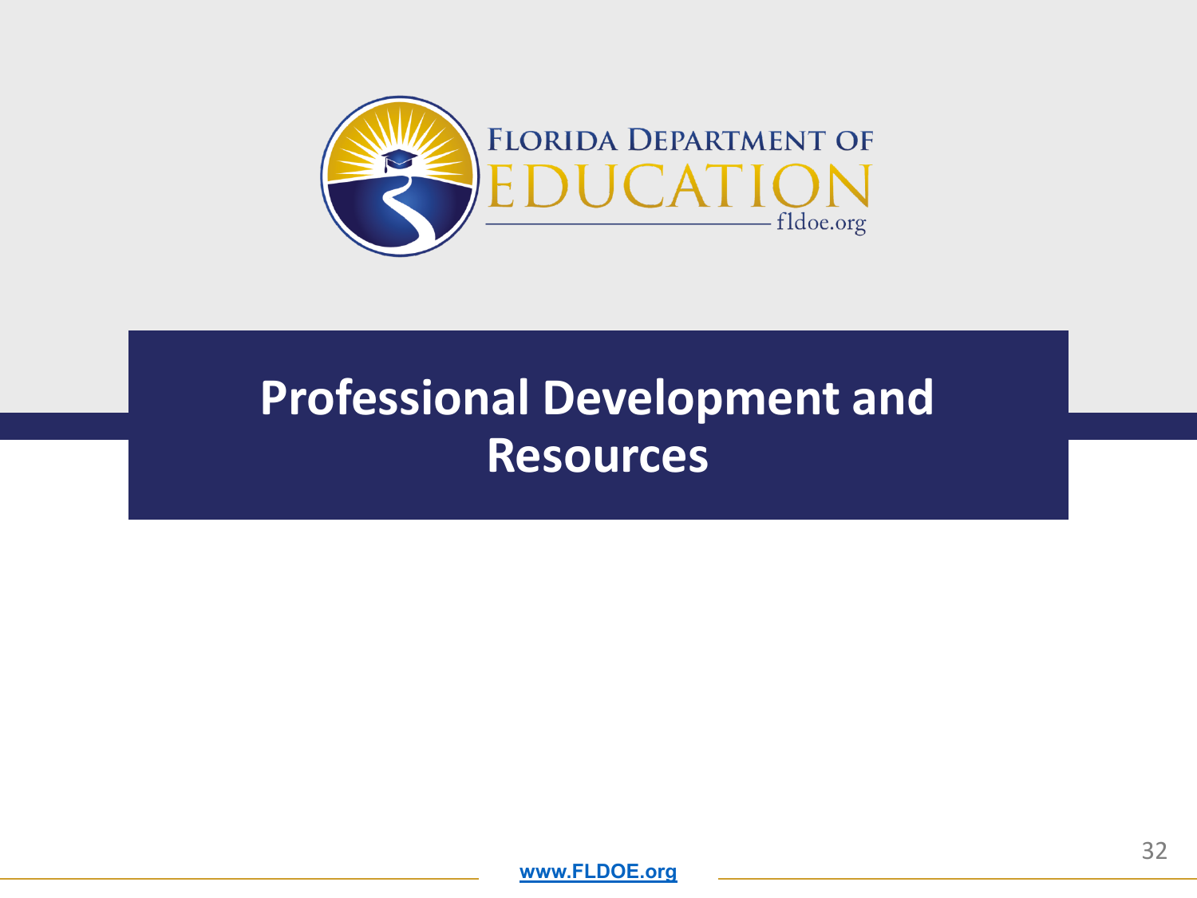# Professional Development and Resources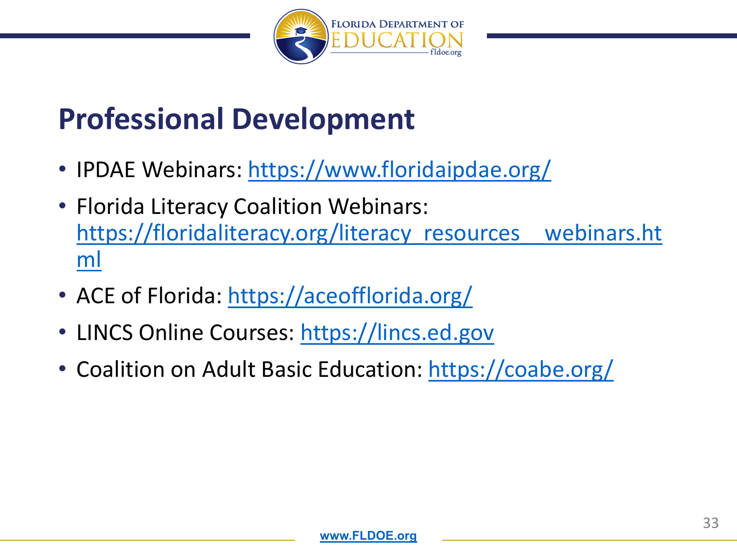## Professional Development

- IPDAE Webinars: https://www.floridaipdae.org/
- Florida Literacy Coalition Webinars: https://floridaliteracy.org/literacy_resources__webinars.html
- ACE of Florida: https://aceofflorida.org/
- LINCS Online Courses: https://lincs.ed.gov
- Coalition on Adult Basic Education: https://coabe.org/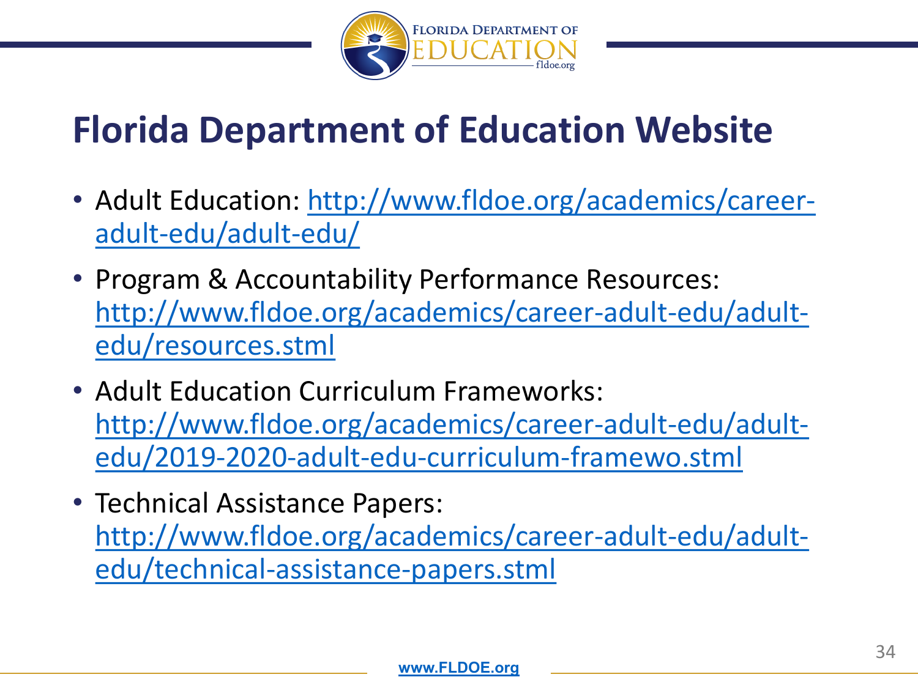# Florida Department of Education Website

- Adult Education: http://www.fldoe.org/academics/career-adult-edu/adult-edu/
- Program & Accountability Performance Resources: http://www.fldoe.org/academics/career-adult-edu/adult-edu/resources.stml
- Adult Education Curriculum Frameworks: http://www.fldoe.org/academics/career-adult-edu/adult-edu/2019-2020-adult-edu-curriculum-framewo.stml
- Technical Assistance Papers: http://www.fldoe.org/academics/career-adult-edu/adult-edu/technical-assistance-papers.stml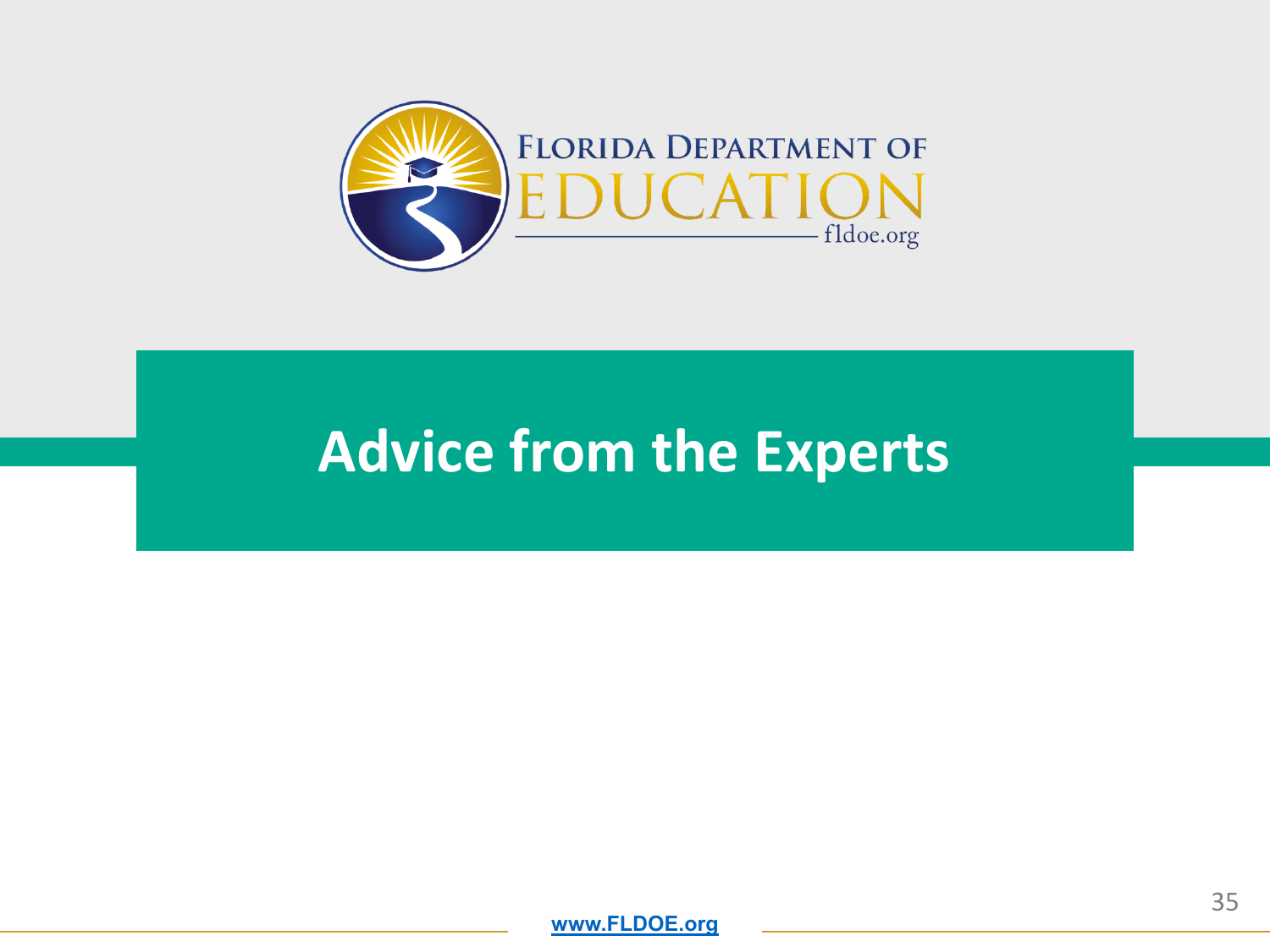# Advice from the Experts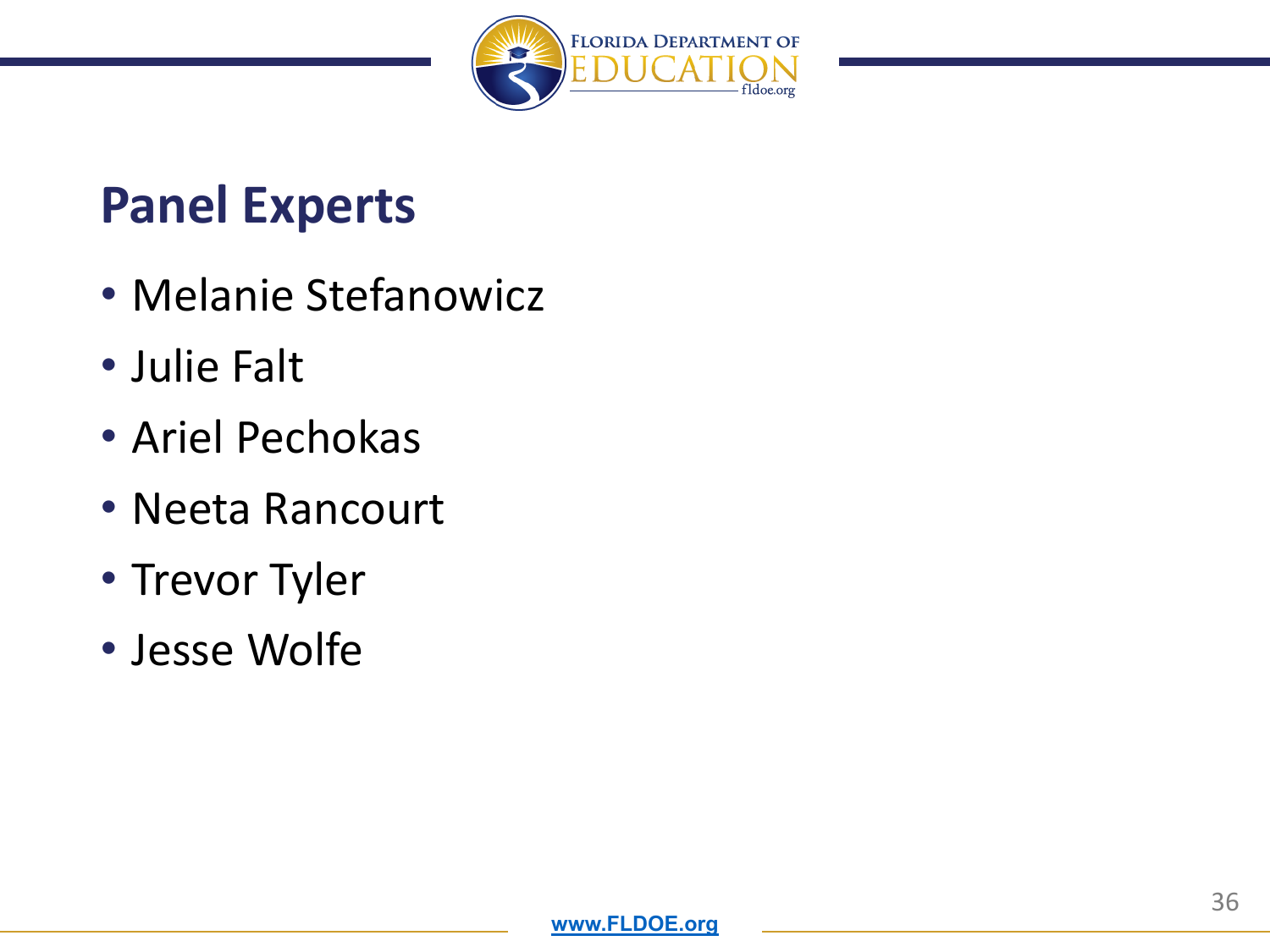## Panel Experts

- Melanie Stefanowicz
- Julie Falt
- Ariel Pechokas
- Neeta Rancourt
- Trevor Tyler
- Jesse Wolfe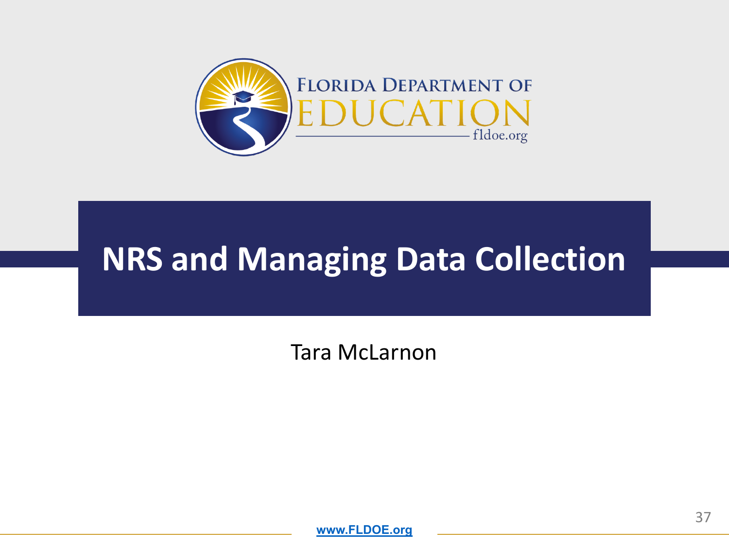# NRS and Managing Data Collection

Tara McLarnon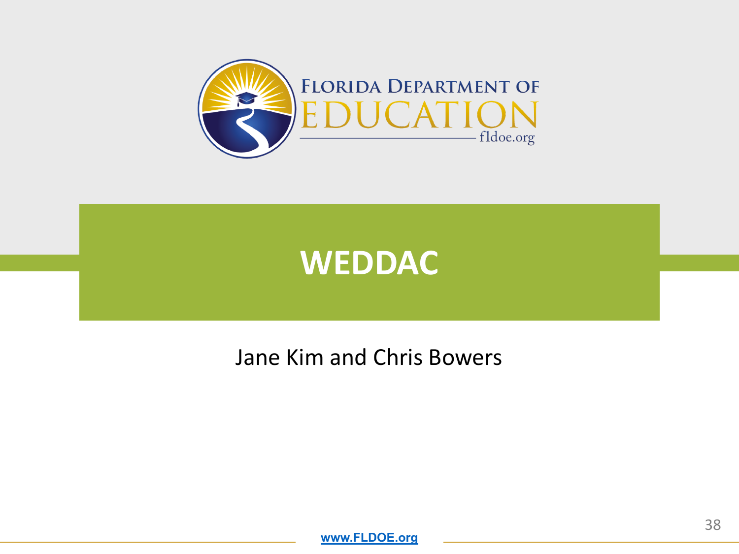# WEDDAC

Jane Kim and Chris Bowers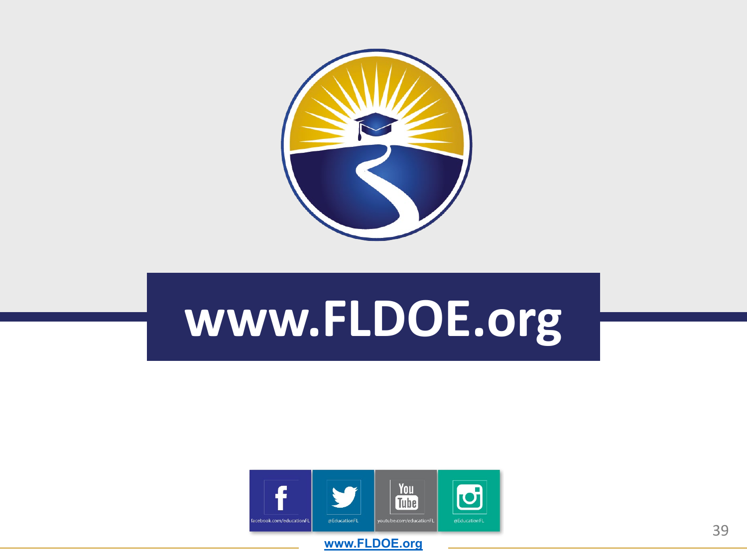# www.FLDOE.org

facebook.com/educationFL

@EducationFL

youtube.com/educationFL

@EducationFL

www.FLDOE.org